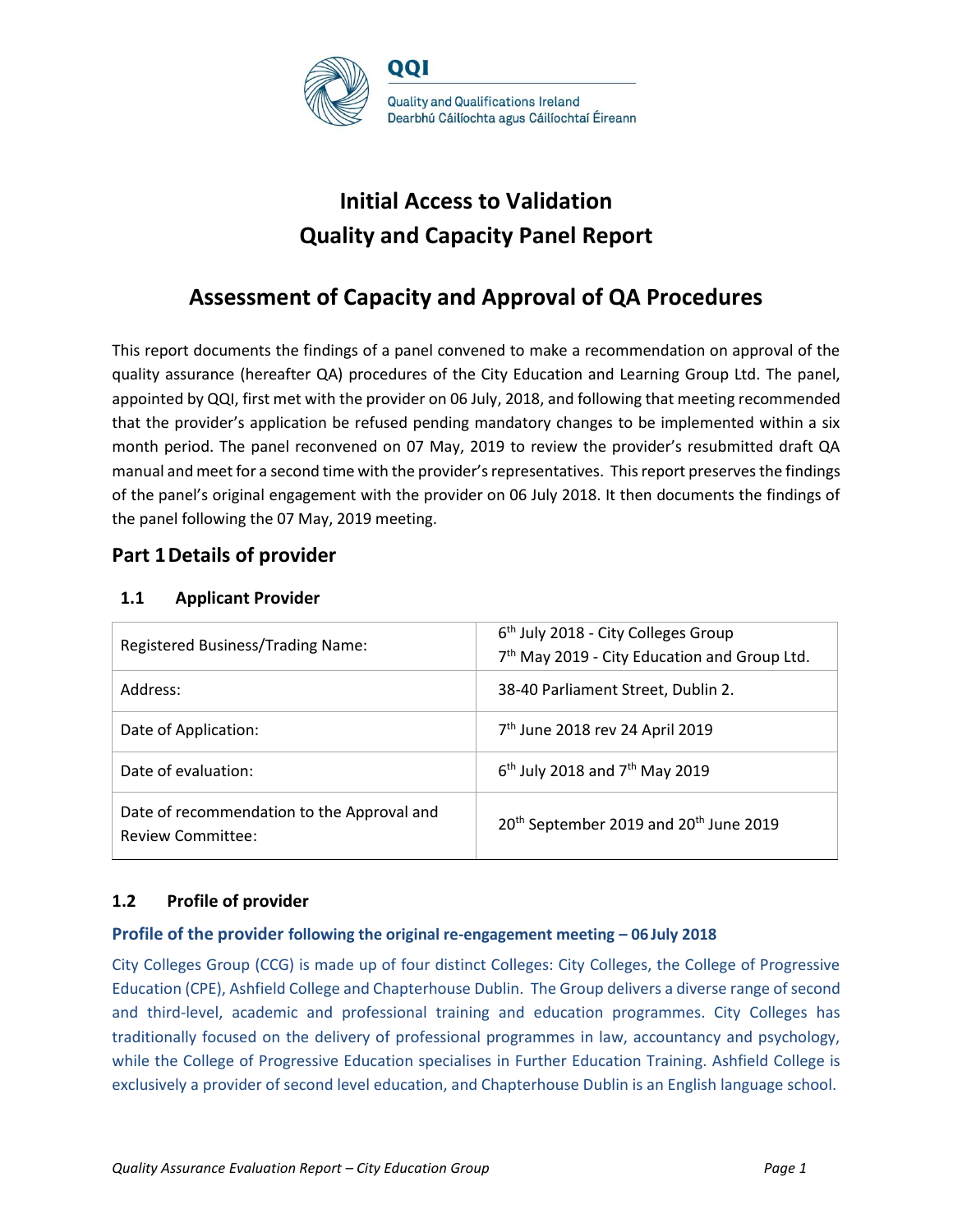QQI

Quality and Qualifications Ireland
Dearbhú Cáilíochta agus Cáilíochtaí Éireann

# Initial Access to Validation
# Quality and Capacity Panel Report

## Assessment of Capacity and Approval of QA Procedures

This report documents the findings of a panel convened to make a recommendation on approval of the quality assurance (hereafter QA) procedures of the City Education and Learning Group Ltd. The panel, appointed by QQI, first met with the provider on 06 July, 2018, and following that meeting recommended that the provider's application be refused pending mandatory changes to be implemented within a six month period. The panel reconvened on 07 May, 2019 to review the provider's resubmitted draft QA manual and meet for a second time with the provider's representatives. This report preserves the findings of the panel's original engagement with the provider on 06 July 2018. It then documents the findings of the panel following the 07 May, 2019 meeting.

## Part 1 Details of provider

### 1.1 Applicant Provider

| | |
|---|---|
| Registered Business/Trading Name: | 6th July 2018 - City Colleges Group<br>7th May 2019 - City Education and Group Ltd. |
| Address: | 38-40 Parliament Street, Dublin 2. |
| Date of Application: | 7th June 2018 rev 24 April 2019 |
| Date of evaluation: | 6th July 2018 and 7th May 2019 |
| Date of recommendation to the Approval and Review Committee: | 20th September 2019 and 20th June 2019 |

### 1.2 Profile of provider

#### Profile of the provider following the original re-engagement meeting – 06 July 2018

City Colleges Group (CCG) is made up of four distinct Colleges: City Colleges, the College of Progressive Education (CPE), Ashfield College and Chapterhouse Dublin. The Group delivers a diverse range of second and third-level, academic and professional training and education programmes. City Colleges has traditionally focused on the delivery of professional programmes in law, accountancy and psychology, while the College of Progressive Education specialises in Further Education Training. Ashfield College is exclusively a provider of second level education, and Chapterhouse Dublin is an English language school.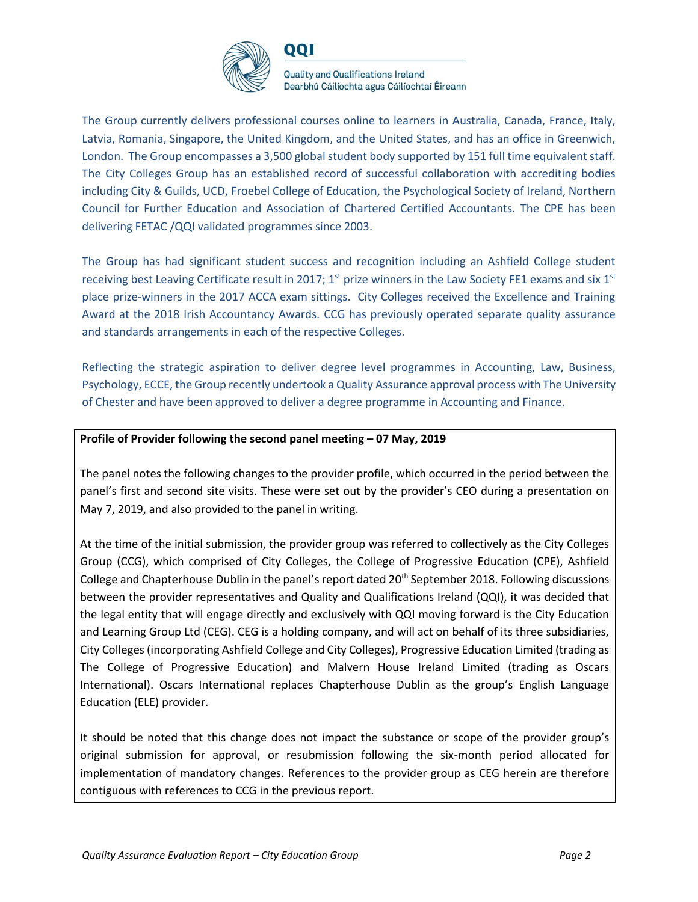The Group currently delivers professional courses online to learners in Australia, Canada, France, Italy, Latvia, Romania, Singapore, the United Kingdom, and the United States, and has an office in Greenwich, London. The Group encompasses a 3,500 global student body supported by 151 full time equivalent staff. The City Colleges Group has an established record of successful collaboration with accrediting bodies including City & Guilds, UCD, Froebel College of Education, the Psychological Society of Ireland, Northern Council for Further Education and Association of Chartered Certified Accountants. The CPE has been delivering FETAC /QQI validated programmes since 2003.

The Group has had significant student success and recognition including an Ashfield College student receiving best Leaving Certificate result in 2017; 1st prize winners in the Law Society FE1 exams and six 1st place prize-winners in the 2017 ACCA exam sittings. City Colleges received the Excellence and Training Award at the 2018 Irish Accountancy Awards. CCG has previously operated separate quality assurance and standards arrangements in each of the respective Colleges.

Reflecting the strategic aspiration to deliver degree level programmes in Accounting, Law, Business, Psychology, ECCE, the Group recently undertook a Quality Assurance approval process with The University of Chester and have been approved to deliver a degree programme in Accounting and Finance.

**Profile of Provider following the second panel meeting – 07 May, 2019**

The panel notes the following changes to the provider profile, which occurred in the period between the panel's first and second site visits. These were set out by the provider's CEO during a presentation on May 7, 2019, and also provided to the panel in writing.

At the time of the initial submission, the provider group was referred to collectively as the City Colleges Group (CCG), which comprised of City Colleges, the College of Progressive Education (CPE), Ashfield College and Chapterhouse Dublin in the panel's report dated 20th September 2018. Following discussions between the provider representatives and Quality and Qualifications Ireland (QQI), it was decided that the legal entity that will engage directly and exclusively with QQI moving forward is the City Education and Learning Group Ltd (CEG). CEG is a holding company, and will act on behalf of its three subsidiaries, City Colleges (incorporating Ashfield College and City Colleges), Progressive Education Limited (trading as The College of Progressive Education) and Malvern House Ireland Limited (trading as Oscars International). Oscars International replaces Chapterhouse Dublin as the group's English Language Education (ELE) provider.

It should be noted that this change does not impact the substance or scope of the provider group's original submission for approval, or resubmission following the six-month period allocated for implementation of mandatory changes. References to the provider group as CEG herein are therefore contiguous with references to CCG in the previous report.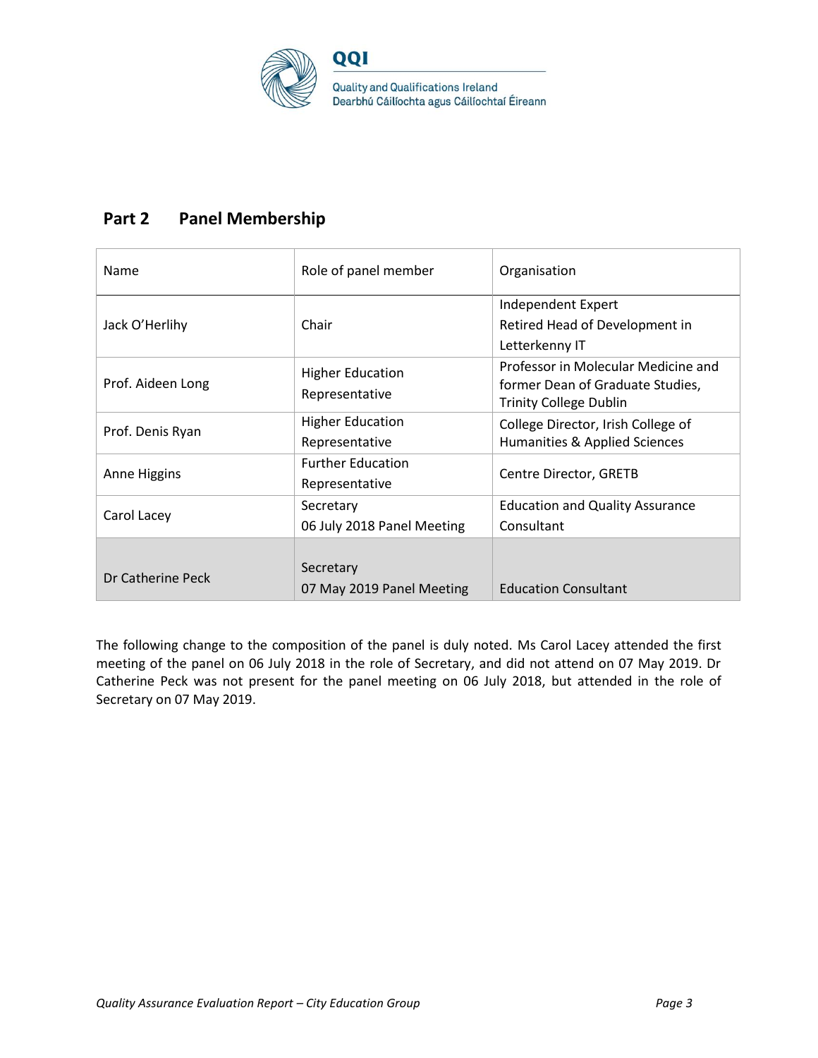## Part 2 Panel Membership

| Name | Role of panel member | Organisation |
|---|---|---|
| Jack O'Herlihy | Chair | Independent Expert<br>Retired Head of Development in Letterkenny IT |
| Prof. Aideen Long | Higher Education Representative | Professor in Molecular Medicine and former Dean of Graduate Studies, Trinity College Dublin |
| Prof. Denis Ryan | Higher Education Representative | College Director, Irish College of Humanities & Applied Sciences |
| Anne Higgins | Further Education Representative | Centre Director, GRETB |
| Carol Lacey | Secretary<br>06 July 2018 Panel Meeting | Education and Quality Assurance Consultant |
| Dr Catherine Peck | Secretary<br>07 May 2019 Panel Meeting | Education Consultant |

The following change to the composition of the panel is duly noted. Ms Carol Lacey attended the first meeting of the panel on 06 July 2018 in the role of Secretary, and did not attend on 07 May 2019. Dr Catherine Peck was not present for the panel meeting on 06 July 2018, but attended in the role of Secretary on 07 May 2019.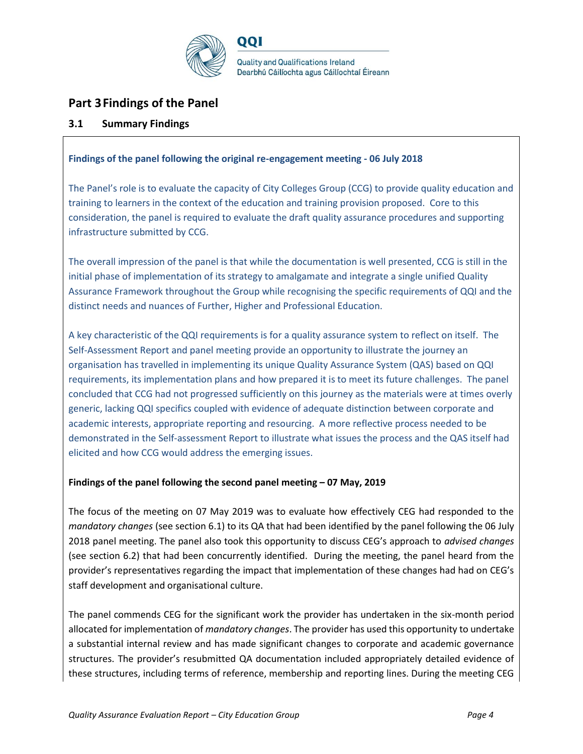# Part 3 Findings of the Panel

## 3.1 Summary Findings

**Findings of the panel following the original re-engagement meeting - 06 July 2018**

The Panel's role is to evaluate the capacity of City Colleges Group (CCG) to provide quality education and training to learners in the context of the education and training provision proposed. Core to this consideration, the panel is required to evaluate the draft quality assurance procedures and supporting infrastructure submitted by CCG.

The overall impression of the panel is that while the documentation is well presented, CCG is still in the initial phase of implementation of its strategy to amalgamate and integrate a single unified Quality Assurance Framework throughout the Group while recognising the specific requirements of QQI and the distinct needs and nuances of Further, Higher and Professional Education.

A key characteristic of the QQI requirements is for a quality assurance system to reflect on itself. The Self-Assessment Report and panel meeting provide an opportunity to illustrate the journey an organisation has travelled in implementing its unique Quality Assurance System (QAS) based on QQI requirements, its implementation plans and how prepared it is to meet its future challenges. The panel concluded that CCG had not progressed sufficiently on this journey as the materials were at times overly generic, lacking QQI specifics coupled with evidence of adequate distinction between corporate and academic interests, appropriate reporting and resourcing. A more reflective process needed to be demonstrated in the Self-assessment Report to illustrate what issues the process and the QAS itself had elicited and how CCG would address the emerging issues.

**Findings of the panel following the second panel meeting – 07 May, 2019**

The focus of the meeting on 07 May 2019 was to evaluate how effectively CEG had responded to the *mandatory changes* (see section 6.1) to its QA that had been identified by the panel following the 06 July 2018 panel meeting. The panel also took this opportunity to discuss CEG's approach to *advised changes* (see section 6.2) that had been concurrently identified. During the meeting, the panel heard from the provider's representatives regarding the impact that implementation of these changes had had on CEG's staff development and organisational culture.

The panel commends CEG for the significant work the provider has undertaken in the six-month period allocated for implementation of *mandatory changes*. The provider has used this opportunity to undertake a substantial internal review and has made significant changes to corporate and academic governance structures. The provider's resubmitted QA documentation included appropriately detailed evidence of these structures, including terms of reference, membership and reporting lines. During the meeting CEG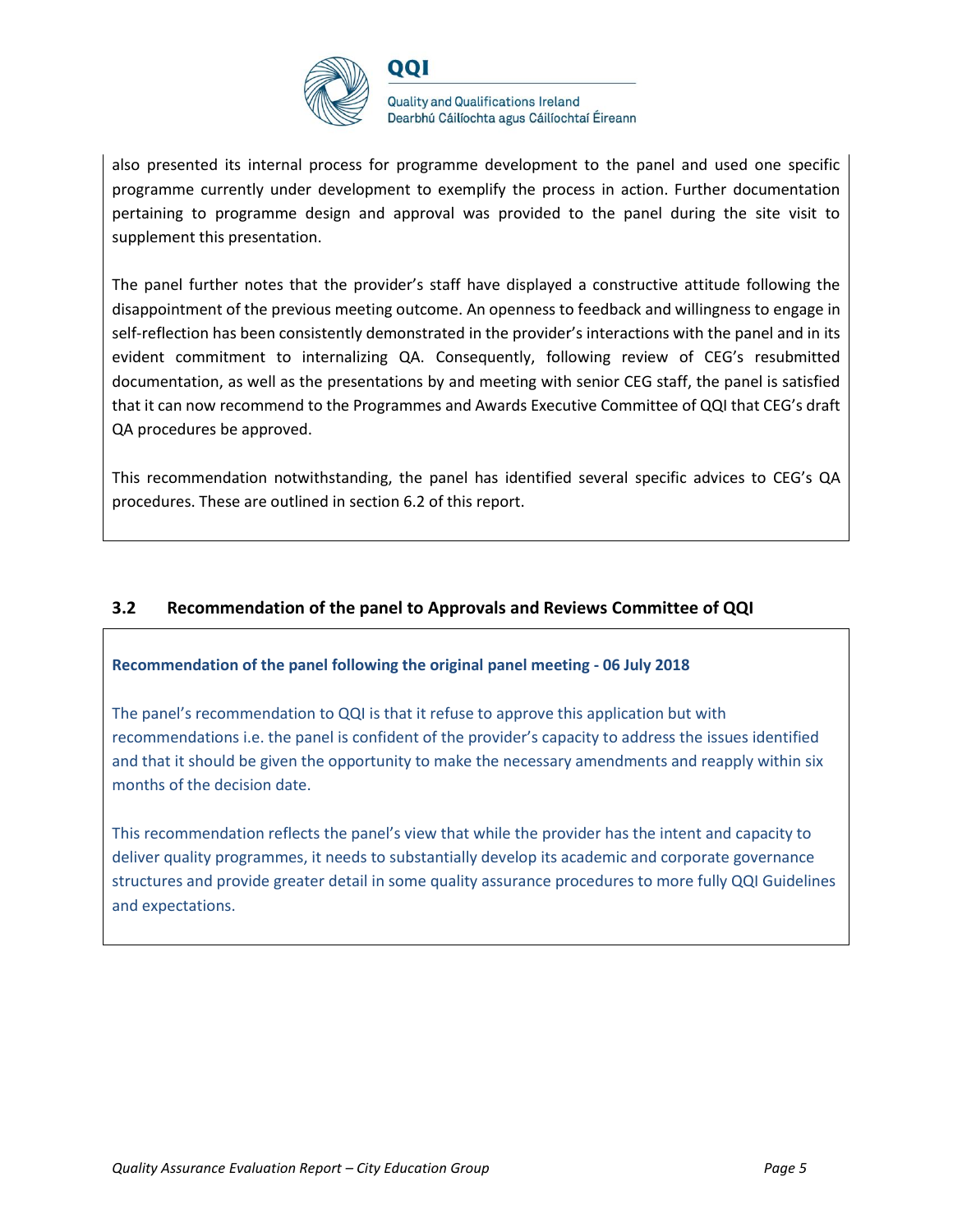also presented its internal process for programme development to the panel and used one specific programme currently under development to exemplify the process in action. Further documentation pertaining to programme design and approval was provided to the panel during the site visit to supplement this presentation.

The panel further notes that the provider's staff have displayed a constructive attitude following the disappointment of the previous meeting outcome. An openness to feedback and willingness to engage in self-reflection has been consistently demonstrated in the provider's interactions with the panel and in its evident commitment to internalizing QA. Consequently, following review of CEG's resubmitted documentation, as well as the presentations by and meeting with senior CEG staff, the panel is satisfied that it can now recommend to the Programmes and Awards Executive Committee of QQI that CEG's draft QA procedures be approved.

This recommendation notwithstanding, the panel has identified several specific advices to CEG's QA procedures. These are outlined in section 6.2 of this report.

## 3.2 Recommendation of the panel to Approvals and Reviews Committee of QQI

**Recommendation of the panel following the original panel meeting - 06 July 2018**

The panel's recommendation to QQI is that it refuse to approve this application but with recommendations i.e. the panel is confident of the provider's capacity to address the issues identified and that it should be given the opportunity to make the necessary amendments and reapply within six months of the decision date.

This recommendation reflects the panel's view that while the provider has the intent and capacity to deliver quality programmes, it needs to substantially develop its academic and corporate governance structures and provide greater detail in some quality assurance procedures to more fully QQI Guidelines and expectations.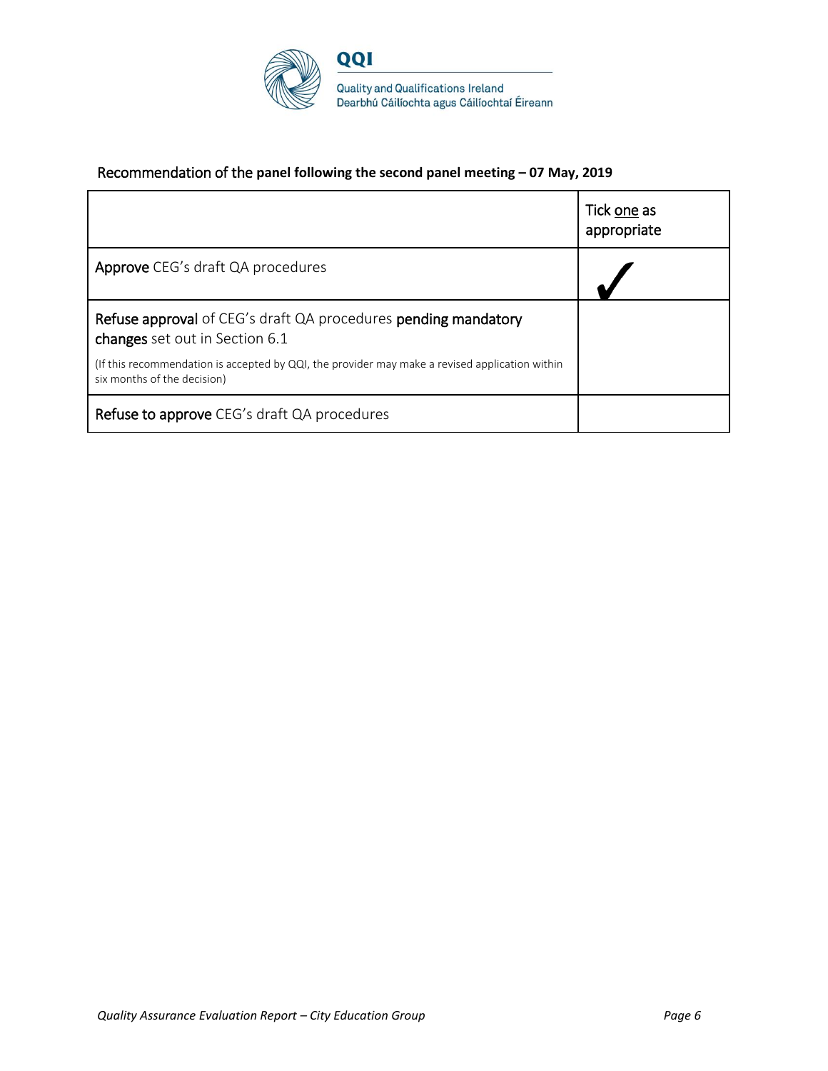**Recommendation of the panel following the second panel meeting – 07 May, 2019**

| | Tick one as appropriate |
|---|---|
| **Approve** CEG's draft QA procedures | ✓ |
| **Refuse approval** of CEG's draft QA procedures **pending mandatory changes** set out in Section 6.1<br><br>(If this recommendation is accepted by QQI, the provider may make a revised application within six months of the decision) | |
| **Refuse to approve** CEG's draft QA procedures | |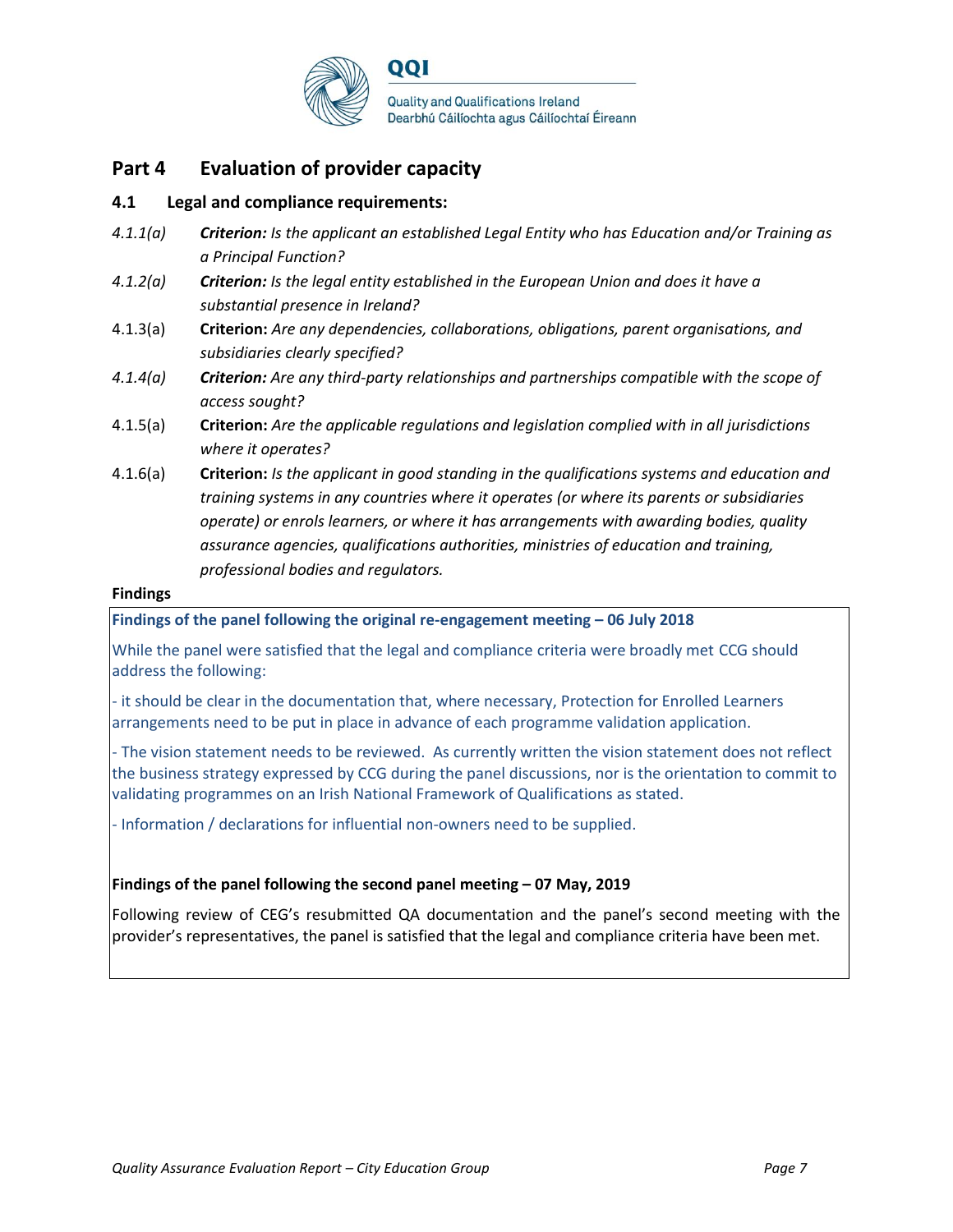## Part 4 Evaluation of provider capacity

### 4.1 Legal and compliance requirements:

*4.1.1(a)* ***Criterion:*** *Is the applicant an established Legal Entity who has Education and/or Training as a Principal Function?*

*4.1.2(a)* ***Criterion:*** *Is the legal entity established in the European Union and does it have a substantial presence in Ireland?*

4.1.3(a) **Criterion:** *Are any dependencies, collaborations, obligations, parent organisations, and subsidiaries clearly specified?*

*4.1.4(a)* ***Criterion:*** *Are any third-party relationships and partnerships compatible with the scope of access sought?*

4.1.5(a) **Criterion:** *Are the applicable regulations and legislation complied with in all jurisdictions where it operates?*

4.1.6(a) **Criterion:** *Is the applicant in good standing in the qualifications systems and education and training systems in any countries where it operates (or where its parents or subsidiaries operate) or enrols learners, or where it has arrangements with awarding bodies, quality assurance agencies, qualifications authorities, ministries of education and training, professional bodies and regulators.*

**Findings**

**Findings of the panel following the original re-engagement meeting – 06 July 2018**

While the panel were satisfied that the legal and compliance criteria were broadly met CCG should address the following:

- it should be clear in the documentation that, where necessary, Protection for Enrolled Learners arrangements need to be put in place in advance of each programme validation application.

- The vision statement needs to be reviewed. As currently written the vision statement does not reflect the business strategy expressed by CCG during the panel discussions, nor is the orientation to commit to validating programmes on an Irish National Framework of Qualifications as stated.

- Information / declarations for influential non-owners need to be supplied.

**Findings of the panel following the second panel meeting – 07 May, 2019**

Following review of CEG's resubmitted QA documentation and the panel's second meeting with the provider's representatives, the panel is satisfied that the legal and compliance criteria have been met.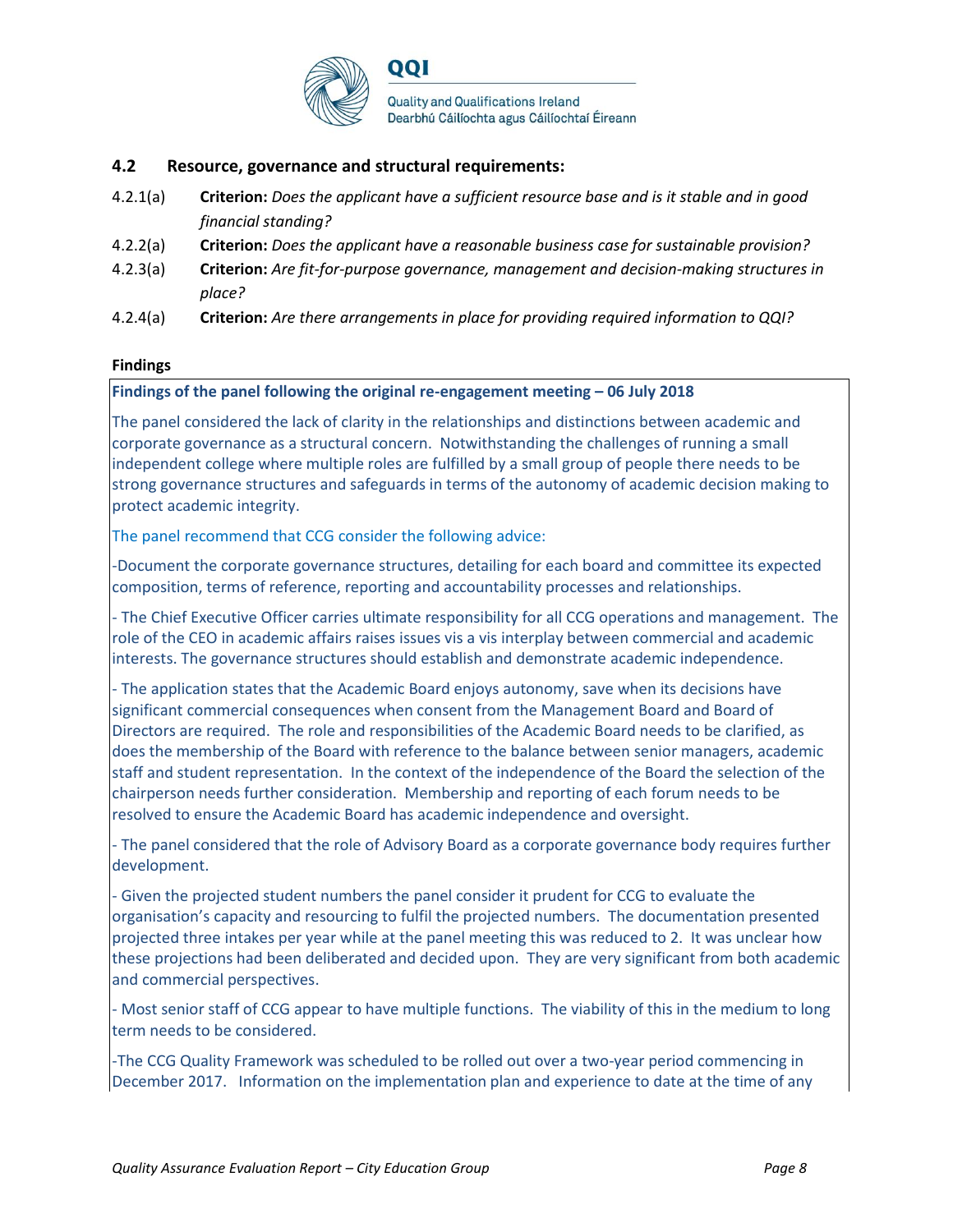## 4.2 Resource, governance and structural requirements:

4.2.1(a) **Criterion:** *Does the applicant have a sufficient resource base and is it stable and in good financial standing?*

4.2.2(a) **Criterion:** *Does the applicant have a reasonable business case for sustainable provision?*

4.2.3(a) **Criterion:** *Are fit-for-purpose governance, management and decision-making structures in place?*

4.2.4(a) **Criterion:** *Are there arrangements in place for providing required information to QQI?*

**Findings**

**Findings of the panel following the original re-engagement meeting – 06 July 2018**

The panel considered the lack of clarity in the relationships and distinctions between academic and corporate governance as a structural concern. Notwithstanding the challenges of running a small independent college where multiple roles are fulfilled by a small group of people there needs to be strong governance structures and safeguards in terms of the autonomy of academic decision making to protect academic integrity.

The panel recommend that CCG consider the following advice:

-Document the corporate governance structures, detailing for each board and committee its expected composition, terms of reference, reporting and accountability processes and relationships.

- The Chief Executive Officer carries ultimate responsibility for all CCG operations and management. The role of the CEO in academic affairs raises issues vis a vis interplay between commercial and academic interests. The governance structures should establish and demonstrate academic independence.

- The application states that the Academic Board enjoys autonomy, save when its decisions have significant commercial consequences when consent from the Management Board and Board of Directors are required. The role and responsibilities of the Academic Board needs to be clarified, as does the membership of the Board with reference to the balance between senior managers, academic staff and student representation. In the context of the independence of the Board the selection of the chairperson needs further consideration. Membership and reporting of each forum needs to be resolved to ensure the Academic Board has academic independence and oversight.

- The panel considered that the role of Advisory Board as a corporate governance body requires further development.

- Given the projected student numbers the panel consider it prudent for CCG to evaluate the organisation's capacity and resourcing to fulfil the projected numbers. The documentation presented projected three intakes per year while at the panel meeting this was reduced to 2. It was unclear how these projections had been deliberated and decided upon. They are very significant from both academic and commercial perspectives.

- Most senior staff of CCG appear to have multiple functions. The viability of this in the medium to long term needs to be considered.

-The CCG Quality Framework was scheduled to be rolled out over a two-year period commencing in December 2017. Information on the implementation plan and experience to date at the time of any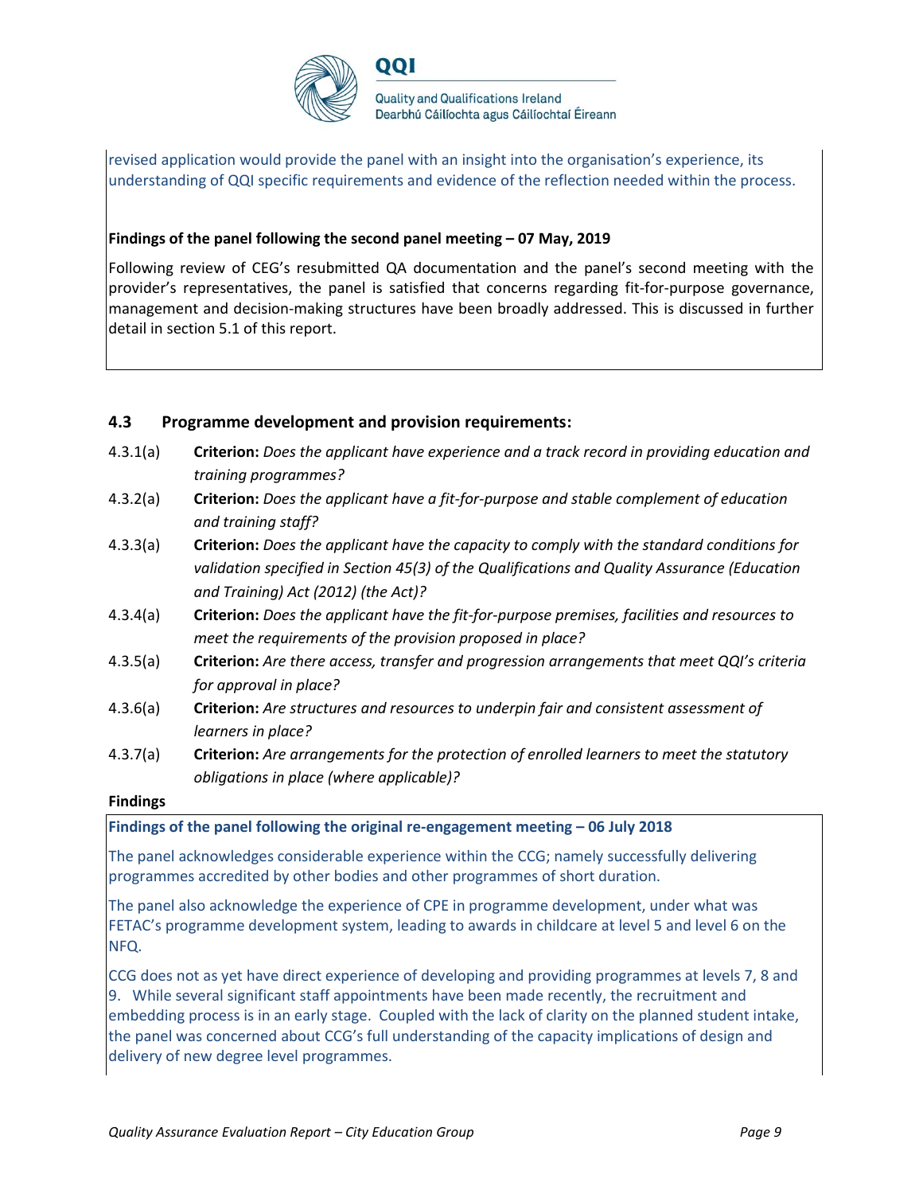revised application would provide the panel with an insight into the organisation's experience, its understanding of QQI specific requirements and evidence of the reflection needed within the process.

**Findings of the panel following the second panel meeting – 07 May, 2019**

Following review of CEG's resubmitted QA documentation and the panel's second meeting with the provider's representatives, the panel is satisfied that concerns regarding fit-for-purpose governance, management and decision-making structures have been broadly addressed. This is discussed in further detail in section 5.1 of this report.

### 4.3 Programme development and provision requirements:

4.3.1(a) **Criterion:** *Does the applicant have experience and a track record in providing education and training programmes?*

4.3.2(a) **Criterion:** *Does the applicant have a fit-for-purpose and stable complement of education and training staff?*

4.3.3(a) **Criterion:** *Does the applicant have the capacity to comply with the standard conditions for validation specified in Section 45(3) of the Qualifications and Quality Assurance (Education and Training) Act (2012) (the Act)?*

4.3.4(a) **Criterion:** *Does the applicant have the fit-for-purpose premises, facilities and resources to meet the requirements of the provision proposed in place?*

4.3.5(a) **Criterion:** *Are there access, transfer and progression arrangements that meet QQI's criteria for approval in place?*

4.3.6(a) **Criterion:** *Are structures and resources to underpin fair and consistent assessment of learners in place?*

4.3.7(a) **Criterion:** *Are arrangements for the protection of enrolled learners to meet the statutory obligations in place (where applicable)?*

**Findings**

**Findings of the panel following the original re-engagement meeting – 06 July 2018**

The panel acknowledges considerable experience within the CCG; namely successfully delivering programmes accredited by other bodies and other programmes of short duration.

The panel also acknowledge the experience of CPE in programme development, under what was FETAC's programme development system, leading to awards in childcare at level 5 and level 6 on the NFQ.

CCG does not as yet have direct experience of developing and providing programmes at levels 7, 8 and 9. While several significant staff appointments have been made recently, the recruitment and embedding process is in an early stage. Coupled with the lack of clarity on the planned student intake, the panel was concerned about CCG's full understanding of the capacity implications of design and delivery of new degree level programmes.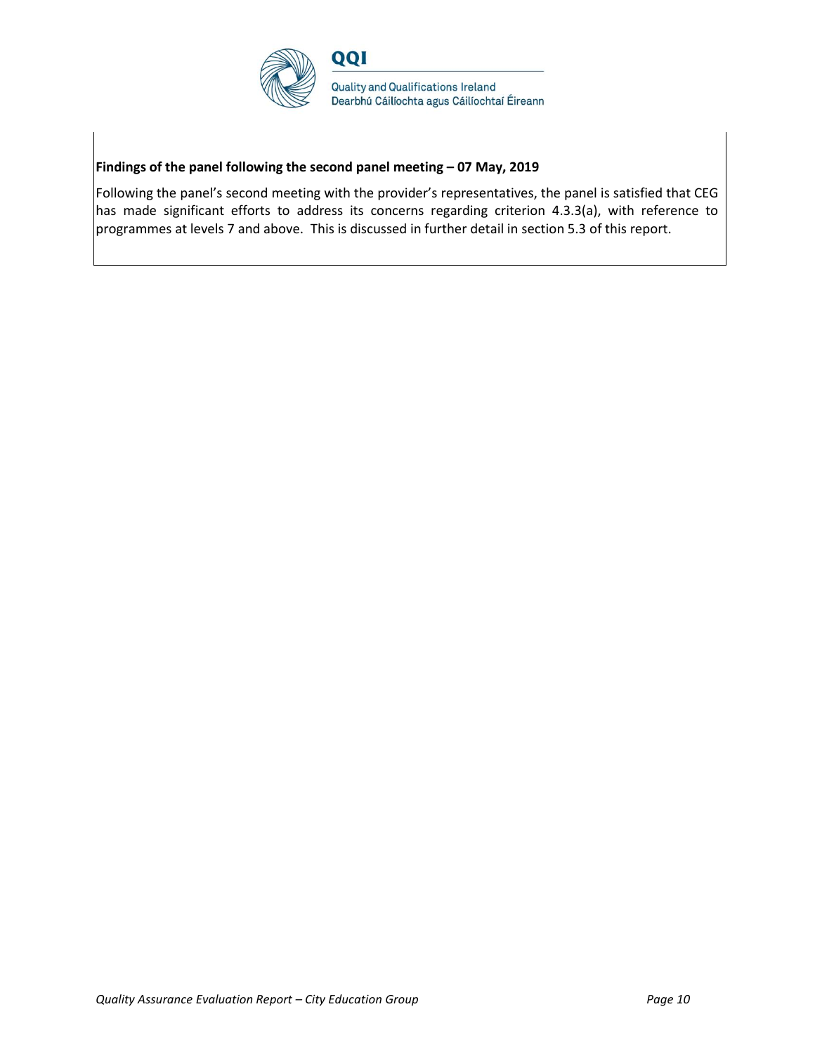**Findings of the panel following the second panel meeting – 07 May, 2019**

Following the panel's second meeting with the provider's representatives, the panel is satisfied that CEG has made significant efforts to address its concerns regarding criterion 4.3.3(a), with reference to programmes at levels 7 and above. This is discussed in further detail in section 5.3 of this report.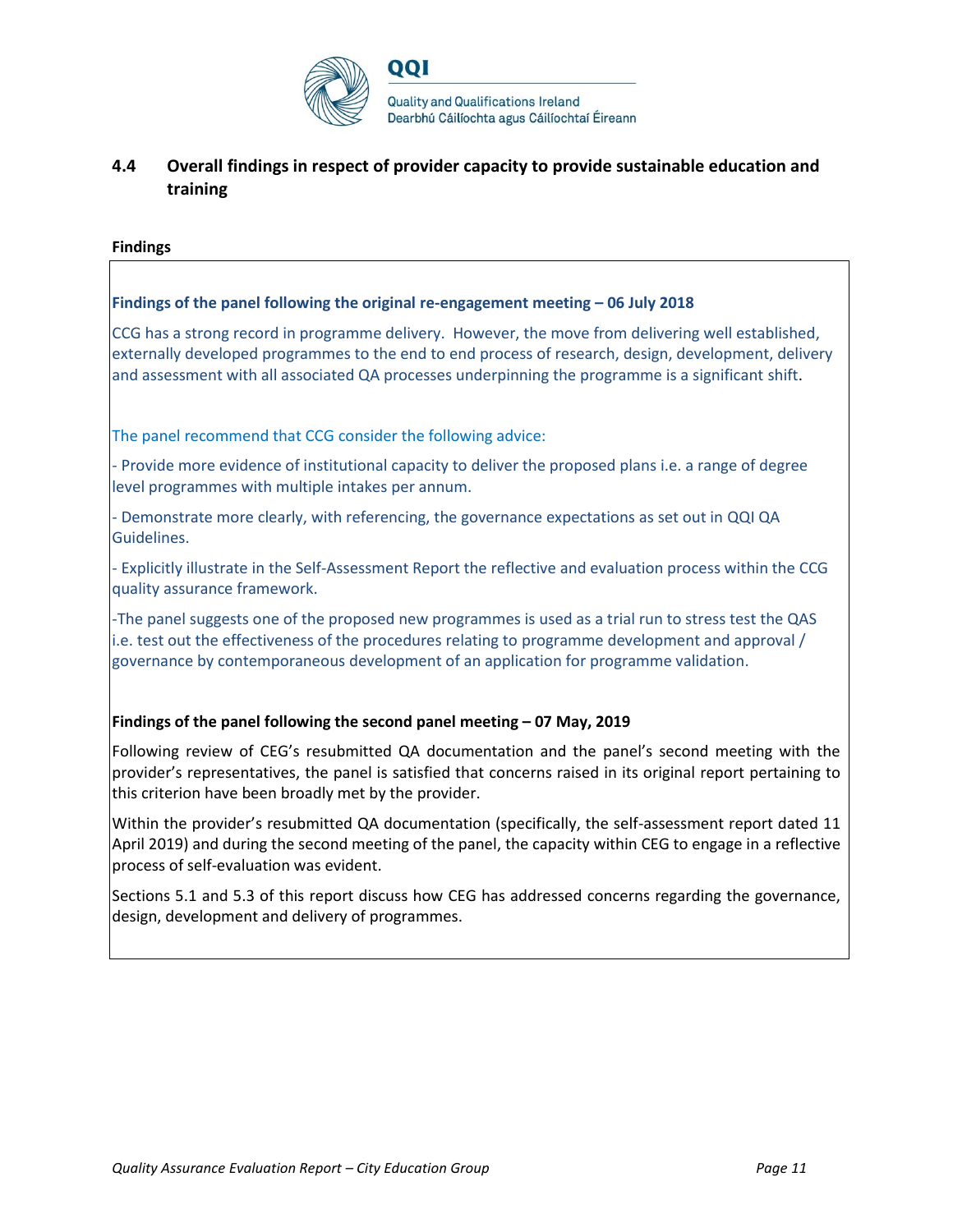### 4.4 Overall findings in respect of provider capacity to provide sustainable education and training

**Findings**

**Findings of the panel following the original re-engagement meeting – 06 July 2018**

CCG has a strong record in programme delivery. However, the move from delivering well established, externally developed programmes to the end to end process of research, design, development, delivery and assessment with all associated QA processes underpinning the programme is a significant shift.

The panel recommend that CCG consider the following advice:

- Provide more evidence of institutional capacity to deliver the proposed plans i.e. a range of degree level programmes with multiple intakes per annum.
- Demonstrate more clearly, with referencing, the governance expectations as set out in QQI QA Guidelines.
- Explicitly illustrate in the Self-Assessment Report the reflective and evaluation process within the CCG quality assurance framework.
- The panel suggests one of the proposed new programmes is used as a trial run to stress test the QAS i.e. test out the effectiveness of the procedures relating to programme development and approval / governance by contemporaneous development of an application for programme validation.

**Findings of the panel following the second panel meeting – 07 May, 2019**

Following review of CEG's resubmitted QA documentation and the panel's second meeting with the provider's representatives, the panel is satisfied that concerns raised in its original report pertaining to this criterion have been broadly met by the provider.

Within the provider's resubmitted QA documentation (specifically, the self-assessment report dated 11 April 2019) and during the second meeting of the panel, the capacity within CEG to engage in a reflective process of self-evaluation was evident.

Sections 5.1 and 5.3 of this report discuss how CEG has addressed concerns regarding the governance, design, development and delivery of programmes.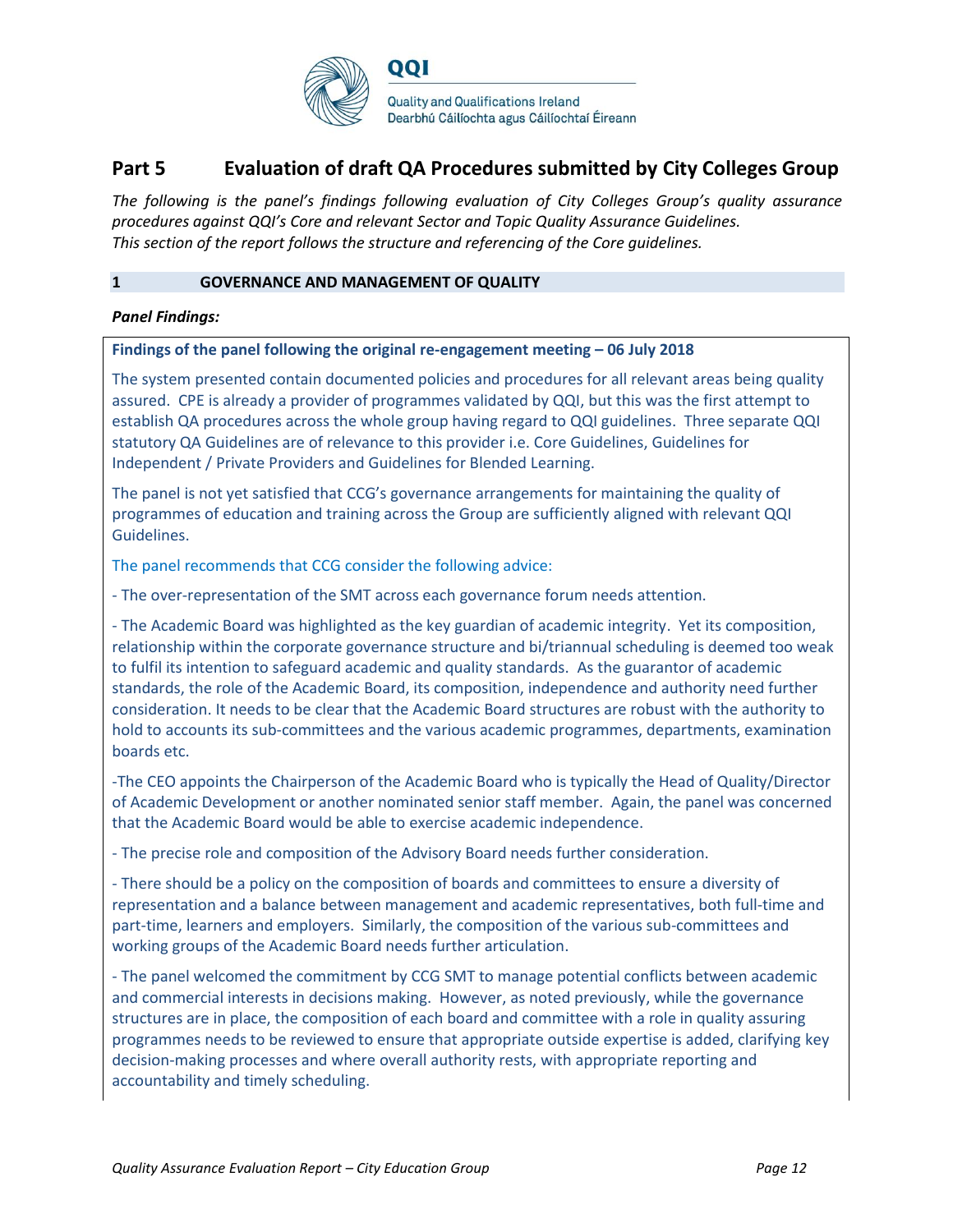## Part 5 Evaluation of draft QA Procedures submitted by City Colleges Group

*The following is the panel's findings following evaluation of City Colleges Group's quality assurance procedures against QQI's Core and relevant Sector and Topic Quality Assurance Guidelines. This section of the report follows the structure and referencing of the Core guidelines.*

### 1 GOVERNANCE AND MANAGEMENT OF QUALITY

***Panel Findings:***

**Findings of the panel following the original re-engagement meeting – 06 July 2018**

The system presented contain documented policies and procedures for all relevant areas being quality assured. CPE is already a provider of programmes validated by QQI, but this was the first attempt to establish QA procedures across the whole group having regard to QQI guidelines. Three separate QQI statutory QA Guidelines are of relevance to this provider i.e. Core Guidelines, Guidelines for Independent / Private Providers and Guidelines for Blended Learning.

The panel is not yet satisfied that CCG's governance arrangements for maintaining the quality of programmes of education and training across the Group are sufficiently aligned with relevant QQI Guidelines.

The panel recommends that CCG consider the following advice:

- The over-representation of the SMT across each governance forum needs attention.

- The Academic Board was highlighted as the key guardian of academic integrity. Yet its composition, relationship within the corporate governance structure and bi/triannual scheduling is deemed too weak to fulfil its intention to safeguard academic and quality standards. As the guarantor of academic standards, the role of the Academic Board, its composition, independence and authority need further consideration. It needs to be clear that the Academic Board structures are robust with the authority to hold to accounts its sub-committees and the various academic programmes, departments, examination boards etc.

-The CEO appoints the Chairperson of the Academic Board who is typically the Head of Quality/Director of Academic Development or another nominated senior staff member. Again, the panel was concerned that the Academic Board would be able to exercise academic independence.

- The precise role and composition of the Advisory Board needs further consideration.

- There should be a policy on the composition of boards and committees to ensure a diversity of representation and a balance between management and academic representatives, both full-time and part-time, learners and employers. Similarly, the composition of the various sub-committees and working groups of the Academic Board needs further articulation.

- The panel welcomed the commitment by CCG SMT to manage potential conflicts between academic and commercial interests in decisions making. However, as noted previously, while the governance structures are in place, the composition of each board and committee with a role in quality assuring programmes needs to be reviewed to ensure that appropriate outside expertise is added, clarifying key decision-making processes and where overall authority rests, with appropriate reporting and accountability and timely scheduling.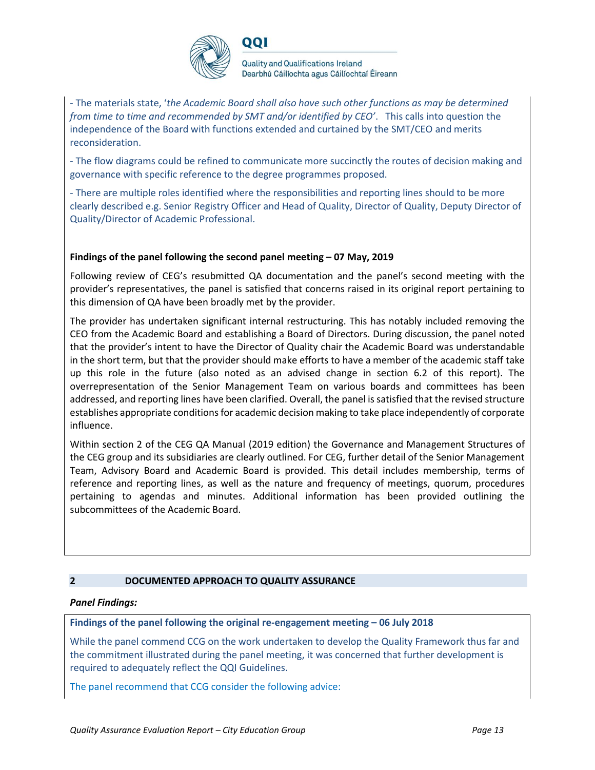- The materials state, '*the Academic Board shall also have such other functions as may be determined from time to time and recommended by SMT and/or identified by CEO'*. This calls into question the independence of the Board with functions extended and curtained by the SMT/CEO and merits reconsideration.

- The flow diagrams could be refined to communicate more succinctly the routes of decision making and governance with specific reference to the degree programmes proposed.

- There are multiple roles identified where the responsibilities and reporting lines should to be more clearly described e.g. Senior Registry Officer and Head of Quality, Director of Quality, Deputy Director of Quality/Director of Academic Professional.

**Findings of the panel following the second panel meeting – 07 May, 2019**

Following review of CEG's resubmitted QA documentation and the panel's second meeting with the provider's representatives, the panel is satisfied that concerns raised in its original report pertaining to this dimension of QA have been broadly met by the provider.

The provider has undertaken significant internal restructuring. This has notably included removing the CEO from the Academic Board and establishing a Board of Directors. During discussion, the panel noted that the provider's intent to have the Director of Quality chair the Academic Board was understandable in the short term, but that the provider should make efforts to have a member of the academic staff take up this role in the future (also noted as an advised change in section 6.2 of this report). The overrepresentation of the Senior Management Team on various boards and committees has been addressed, and reporting lines have been clarified. Overall, the panel is satisfied that the revised structure establishes appropriate conditions for academic decision making to take place independently of corporate influence.

Within section 2 of the CEG QA Manual (2019 edition) the Governance and Management Structures of the CEG group and its subsidiaries are clearly outlined. For CEG, further detail of the Senior Management Team, Advisory Board and Academic Board is provided. This detail includes membership, terms of reference and reporting lines, as well as the nature and frequency of meetings, quorum, procedures pertaining to agendas and minutes. Additional information has been provided outlining the subcommittees of the Academic Board.

## 2 DOCUMENTED APPROACH TO QUALITY ASSURANCE

***Panel Findings:***

**Findings of the panel following the original re-engagement meeting – 06 July 2018**

While the panel commend CCG on the work undertaken to develop the Quality Framework thus far and the commitment illustrated during the panel meeting, it was concerned that further development is required to adequately reflect the QQI Guidelines.

The panel recommend that CCG consider the following advice: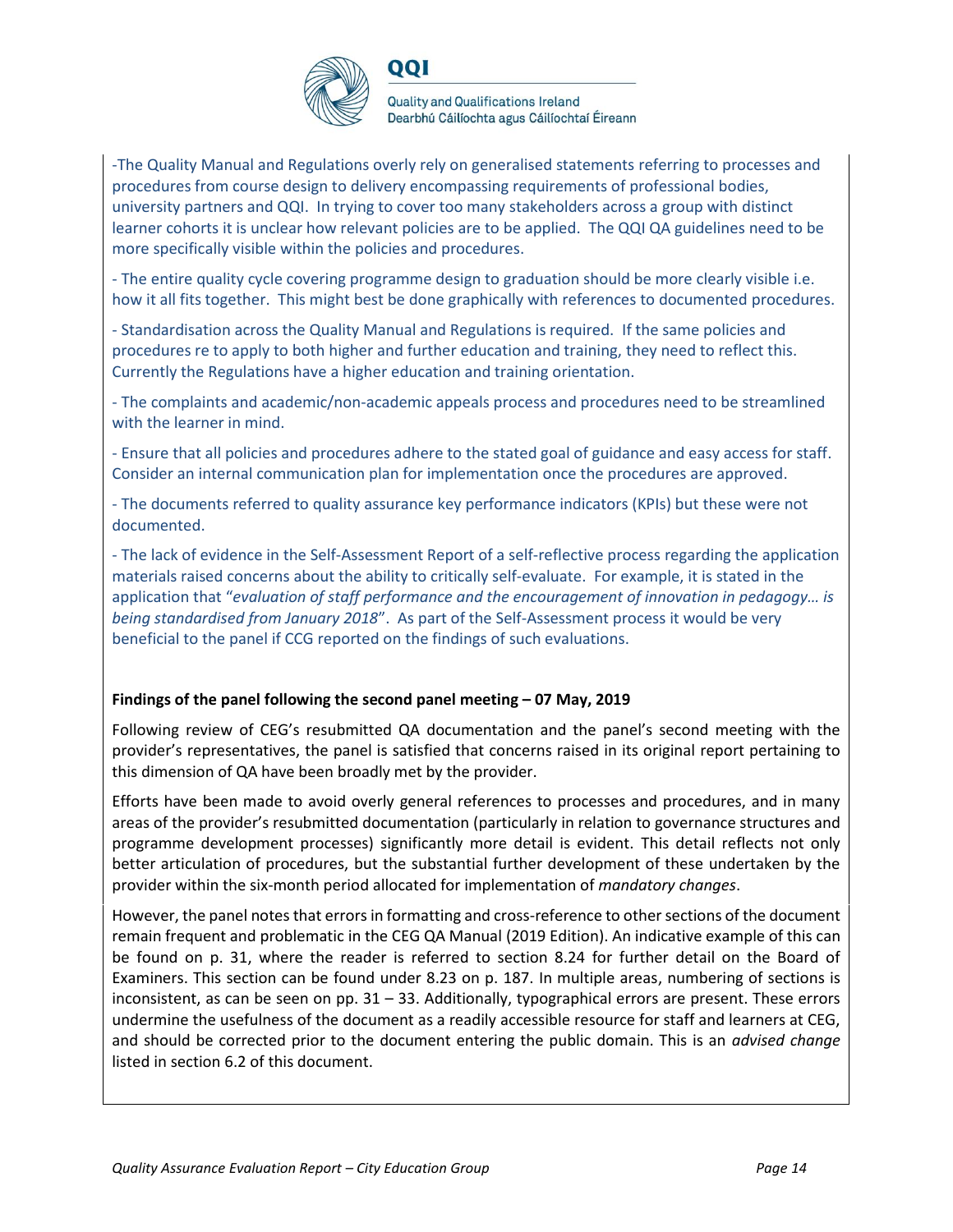-The Quality Manual and Regulations overly rely on generalised statements referring to processes and procedures from course design to delivery encompassing requirements of professional bodies, university partners and QQI. In trying to cover too many stakeholders across a group with distinct learner cohorts it is unclear how relevant policies are to be applied. The QQI QA guidelines need to be more specifically visible within the policies and procedures.

- The entire quality cycle covering programme design to graduation should be more clearly visible i.e. how it all fits together. This might best be done graphically with references to documented procedures.

- Standardisation across the Quality Manual and Regulations is required. If the same policies and procedures re to apply to both higher and further education and training, they need to reflect this. Currently the Regulations have a higher education and training orientation.

- The complaints and academic/non-academic appeals process and procedures need to be streamlined with the learner in mind.

- Ensure that all policies and procedures adhere to the stated goal of guidance and easy access for staff. Consider an internal communication plan for implementation once the procedures are approved.

- The documents referred to quality assurance key performance indicators (KPIs) but these were not documented.

- The lack of evidence in the Self-Assessment Report of a self-reflective process regarding the application materials raised concerns about the ability to critically self-evaluate. For example, it is stated in the application that "*evaluation of staff performance and the encouragement of innovation in pedagogy… is being standardised from January 2018*". As part of the Self-Assessment process it would be very beneficial to the panel if CCG reported on the findings of such evaluations.

**Findings of the panel following the second panel meeting – 07 May, 2019**

Following review of CEG's resubmitted QA documentation and the panel's second meeting with the provider's representatives, the panel is satisfied that concerns raised in its original report pertaining to this dimension of QA have been broadly met by the provider.

Efforts have been made to avoid overly general references to processes and procedures, and in many areas of the provider's resubmitted documentation (particularly in relation to governance structures and programme development processes) significantly more detail is evident. This detail reflects not only better articulation of procedures, but the substantial further development of these undertaken by the provider within the six-month period allocated for implementation of *mandatory changes*.

However, the panel notes that errors in formatting and cross-reference to other sections of the document remain frequent and problematic in the CEG QA Manual (2019 Edition). An indicative example of this can be found on p. 31, where the reader is referred to section 8.24 for further detail on the Board of Examiners. This section can be found under 8.23 on p. 187. In multiple areas, numbering of sections is inconsistent, as can be seen on pp. 31 – 33. Additionally, typographical errors are present. These errors undermine the usefulness of the document as a readily accessible resource for staff and learners at CEG, and should be corrected prior to the document entering the public domain. This is an *advised change* listed in section 6.2 of this document.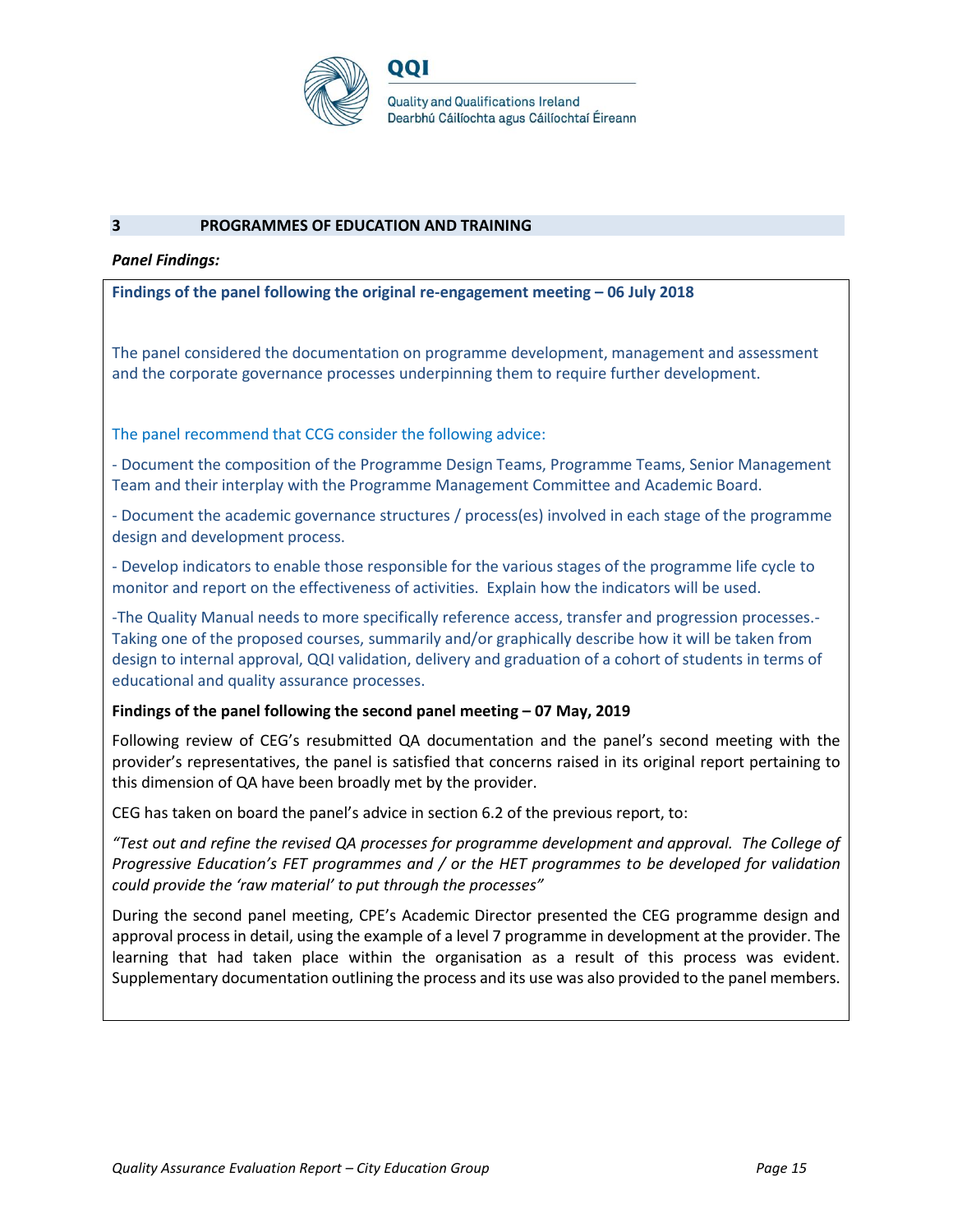## 3 PROGRAMMES OF EDUCATION AND TRAINING

***Panel Findings:***

**Findings of the panel following the original re-engagement meeting – 06 July 2018**

The panel considered the documentation on programme development, management and assessment and the corporate governance processes underpinning them to require further development.

The panel recommend that CCG consider the following advice:

- Document the composition of the Programme Design Teams, Programme Teams, Senior Management Team and their interplay with the Programme Management Committee and Academic Board.
- Document the academic governance structures / process(es) involved in each stage of the programme design and development process.
- Develop indicators to enable those responsible for the various stages of the programme life cycle to monitor and report on the effectiveness of activities. Explain how the indicators will be used.

-The Quality Manual needs to more specifically reference access, transfer and progression processes.- Taking one of the proposed courses, summarily and/or graphically describe how it will be taken from design to internal approval, QQI validation, delivery and graduation of a cohort of students in terms of educational and quality assurance processes.

**Findings of the panel following the second panel meeting – 07 May, 2019**

Following review of CEG's resubmitted QA documentation and the panel's second meeting with the provider's representatives, the panel is satisfied that concerns raised in its original report pertaining to this dimension of QA have been broadly met by the provider.

CEG has taken on board the panel's advice in section 6.2 of the previous report, to:

*"Test out and refine the revised QA processes for programme development and approval. The College of Progressive Education's FET programmes and / or the HET programmes to be developed for validation could provide the 'raw material' to put through the processes"*

During the second panel meeting, CPE's Academic Director presented the CEG programme design and approval process in detail, using the example of a level 7 programme in development at the provider. The learning that had taken place within the organisation as a result of this process was evident. Supplementary documentation outlining the process and its use was also provided to the panel members.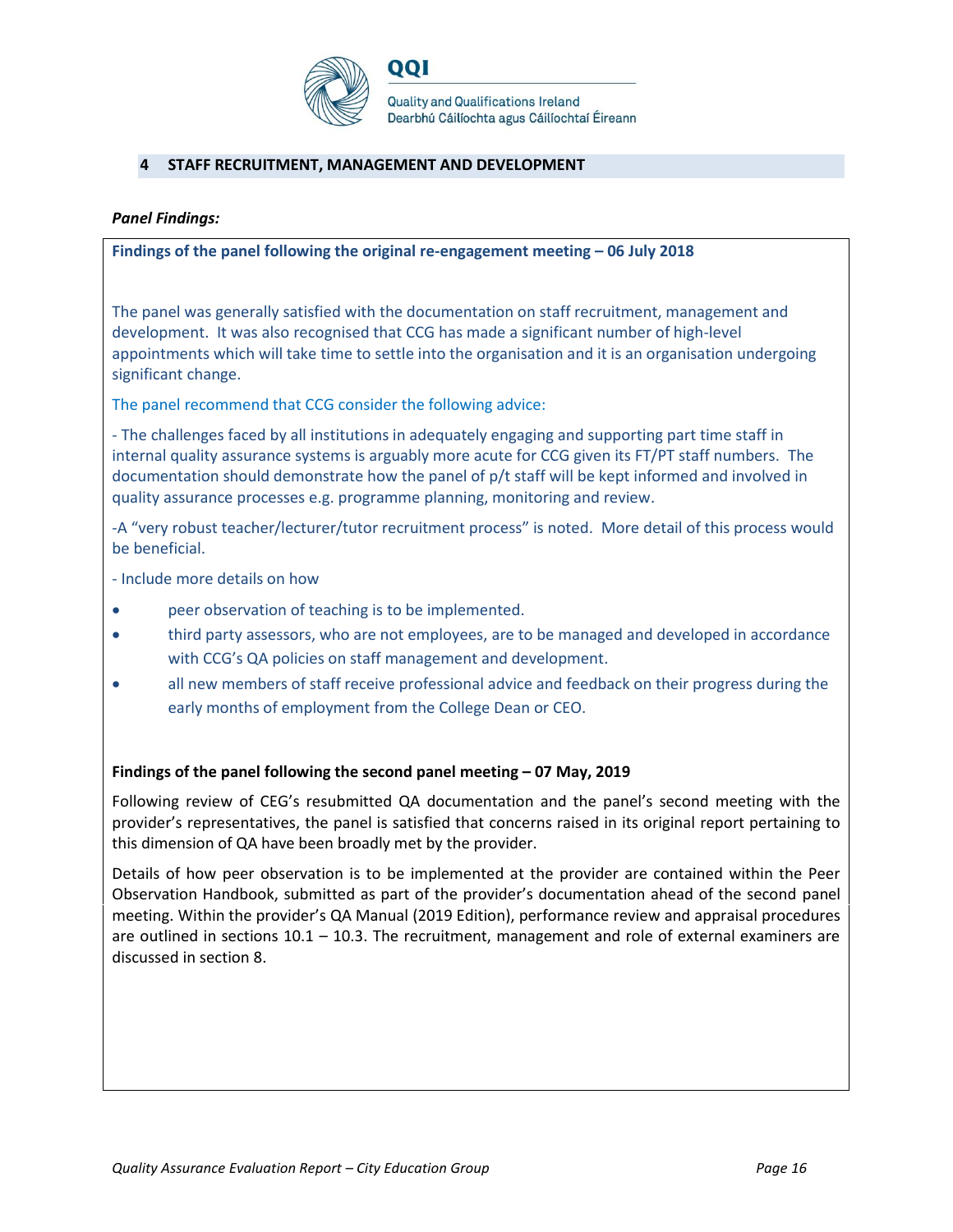## 4 STAFF RECRUITMENT, MANAGEMENT AND DEVELOPMENT

***Panel Findings:***

**Findings of the panel following the original re-engagement meeting – 06 July 2018**

The panel was generally satisfied with the documentation on staff recruitment, management and development. It was also recognised that CCG has made a significant number of high-level appointments which will take time to settle into the organisation and it is an organisation undergoing significant change.

The panel recommend that CCG consider the following advice:

- The challenges faced by all institutions in adequately engaging and supporting part time staff in internal quality assurance systems is arguably more acute for CCG given its FT/PT staff numbers. The documentation should demonstrate how the panel of p/t staff will be kept informed and involved in quality assurance processes e.g. programme planning, monitoring and review.

-A "very robust teacher/lecturer/tutor recruitment process" is noted. More detail of this process would be beneficial.

- Include more details on how

- peer observation of teaching is to be implemented.
- third party assessors, who are not employees, are to be managed and developed in accordance with CCG's QA policies on staff management and development.
- all new members of staff receive professional advice and feedback on their progress during the early months of employment from the College Dean or CEO.

**Findings of the panel following the second panel meeting – 07 May, 2019**

Following review of CEG's resubmitted QA documentation and the panel's second meeting with the provider's representatives, the panel is satisfied that concerns raised in its original report pertaining to this dimension of QA have been broadly met by the provider.

Details of how peer observation is to be implemented at the provider are contained within the Peer Observation Handbook, submitted as part of the provider's documentation ahead of the second panel meeting. Within the provider's QA Manual (2019 Edition), performance review and appraisal procedures are outlined in sections 10.1 – 10.3. The recruitment, management and role of external examiners are discussed in section 8.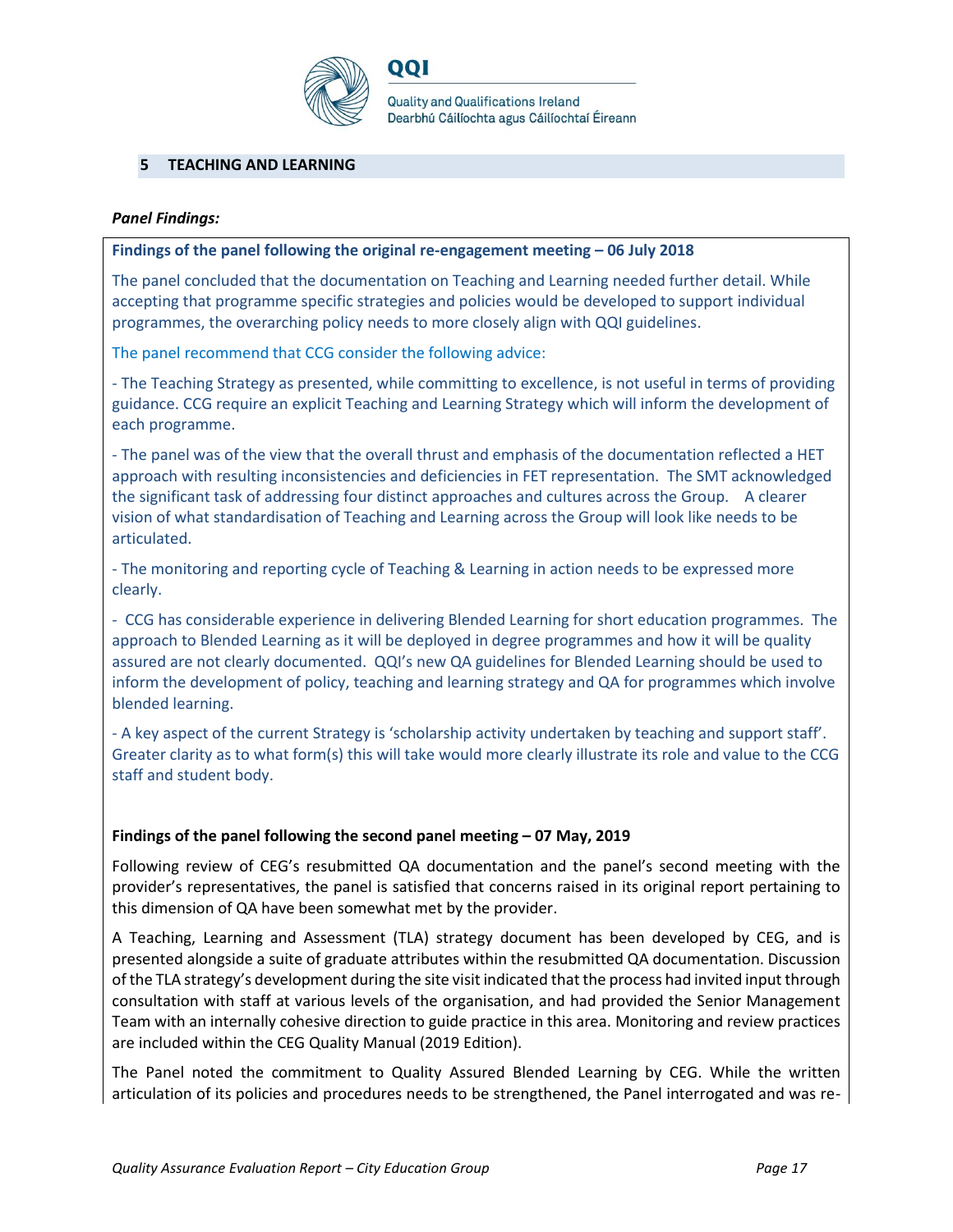## 5 TEACHING AND LEARNING

***Panel Findings:***

**Findings of the panel following the original re-engagement meeting – 06 July 2018**

The panel concluded that the documentation on Teaching and Learning needed further detail. While accepting that programme specific strategies and policies would be developed to support individual programmes, the overarching policy needs to more closely align with QQI guidelines.

The panel recommend that CCG consider the following advice:

- The Teaching Strategy as presented, while committing to excellence, is not useful in terms of providing guidance. CCG require an explicit Teaching and Learning Strategy which will inform the development of each programme.

- The panel was of the view that the overall thrust and emphasis of the documentation reflected a HET approach with resulting inconsistencies and deficiencies in FET representation. The SMT acknowledged the significant task of addressing four distinct approaches and cultures across the Group. A clearer vision of what standardisation of Teaching and Learning across the Group will look like needs to be articulated.

- The monitoring and reporting cycle of Teaching & Learning in action needs to be expressed more clearly.

- CCG has considerable experience in delivering Blended Learning for short education programmes. The approach to Blended Learning as it will be deployed in degree programmes and how it will be quality assured are not clearly documented. QQI's new QA guidelines for Blended Learning should be used to inform the development of policy, teaching and learning strategy and QA for programmes which involve blended learning.

- A key aspect of the current Strategy is 'scholarship activity undertaken by teaching and support staff'. Greater clarity as to what form(s) this will take would more clearly illustrate its role and value to the CCG staff and student body.

**Findings of the panel following the second panel meeting – 07 May, 2019**

Following review of CEG's resubmitted QA documentation and the panel's second meeting with the provider's representatives, the panel is satisfied that concerns raised in its original report pertaining to this dimension of QA have been somewhat met by the provider.

A Teaching, Learning and Assessment (TLA) strategy document has been developed by CEG, and is presented alongside a suite of graduate attributes within the resubmitted QA documentation. Discussion of the TLA strategy's development during the site visit indicated that the process had invited input through consultation with staff at various levels of the organisation, and had provided the Senior Management Team with an internally cohesive direction to guide practice in this area. Monitoring and review practices are included within the CEG Quality Manual (2019 Edition).

The Panel noted the commitment to Quality Assured Blended Learning by CEG. While the written articulation of its policies and procedures needs to be strengthened, the Panel interrogated and was re-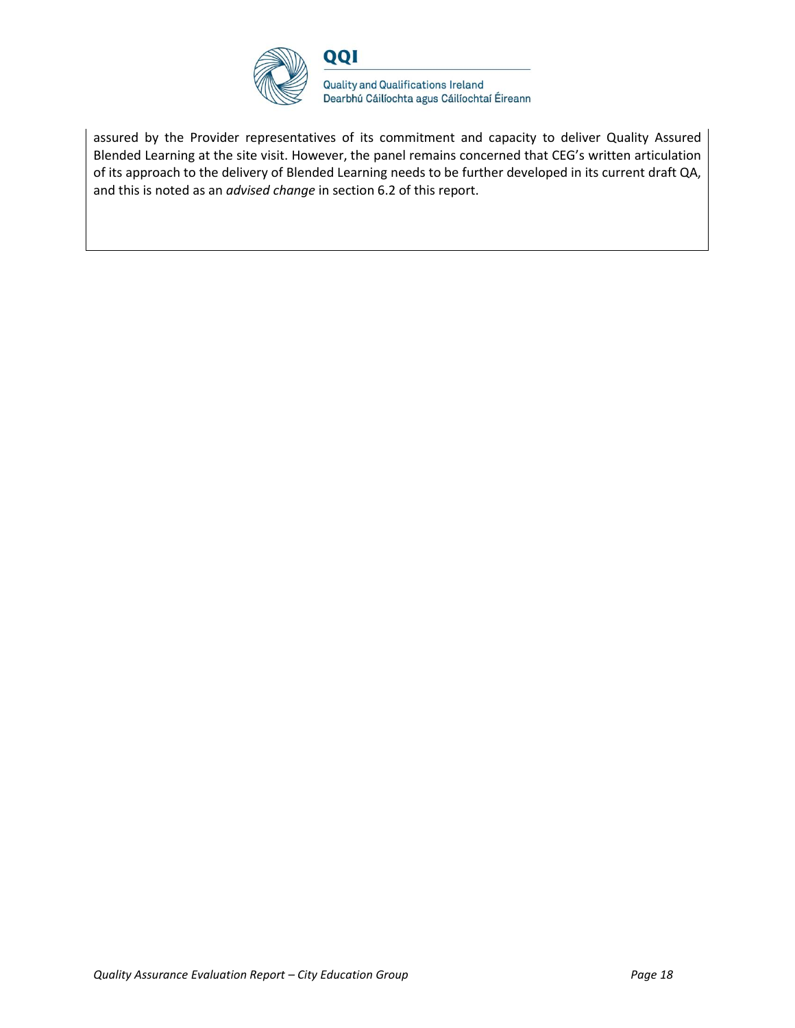assured by the Provider representatives of its commitment and capacity to deliver Quality Assured Blended Learning at the site visit. However, the panel remains concerned that CEG's written articulation of its approach to the delivery of Blended Learning needs to be further developed in its current draft QA, and this is noted as an *advised change* in section 6.2 of this report.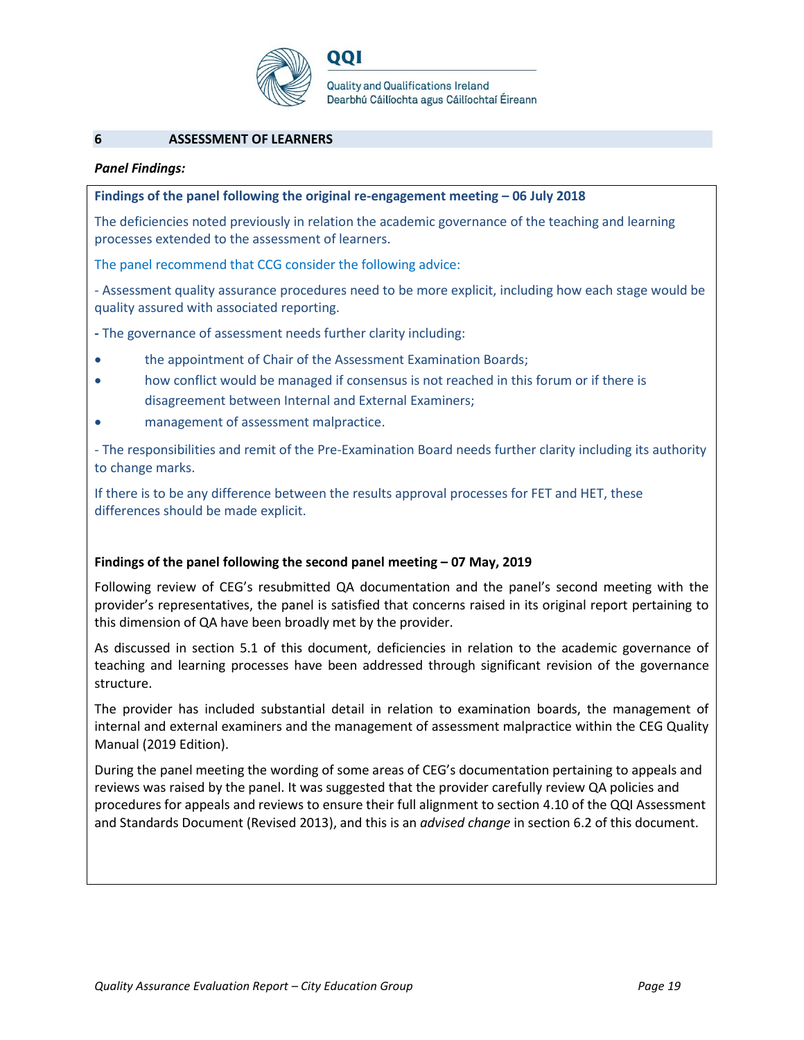## 6 ASSESSMENT OF LEARNERS

***Panel Findings:***

**Findings of the panel following the original re-engagement meeting – 06 July 2018**

The deficiencies noted previously in relation the academic governance of the teaching and learning processes extended to the assessment of learners.

The panel recommend that CCG consider the following advice:

- Assessment quality assurance procedures need to be more explicit, including how each stage would be quality assured with associated reporting.

- The governance of assessment needs further clarity including:

- the appointment of Chair of the Assessment Examination Boards;
- how conflict would be managed if consensus is not reached in this forum or if there is disagreement between Internal and External Examiners;
- management of assessment malpractice.

- The responsibilities and remit of the Pre-Examination Board needs further clarity including its authority to change marks.

If there is to be any difference between the results approval processes for FET and HET, these differences should be made explicit.

**Findings of the panel following the second panel meeting – 07 May, 2019**

Following review of CEG's resubmitted QA documentation and the panel's second meeting with the provider's representatives, the panel is satisfied that concerns raised in its original report pertaining to this dimension of QA have been broadly met by the provider.

As discussed in section 5.1 of this document, deficiencies in relation to the academic governance of teaching and learning processes have been addressed through significant revision of the governance structure.

The provider has included substantial detail in relation to examination boards, the management of internal and external examiners and the management of assessment malpractice within the CEG Quality Manual (2019 Edition).

During the panel meeting the wording of some areas of CEG's documentation pertaining to appeals and reviews was raised by the panel. It was suggested that the provider carefully review QA policies and procedures for appeals and reviews to ensure their full alignment to section 4.10 of the QQI Assessment and Standards Document (Revised 2013), and this is an *advised change* in section 6.2 of this document.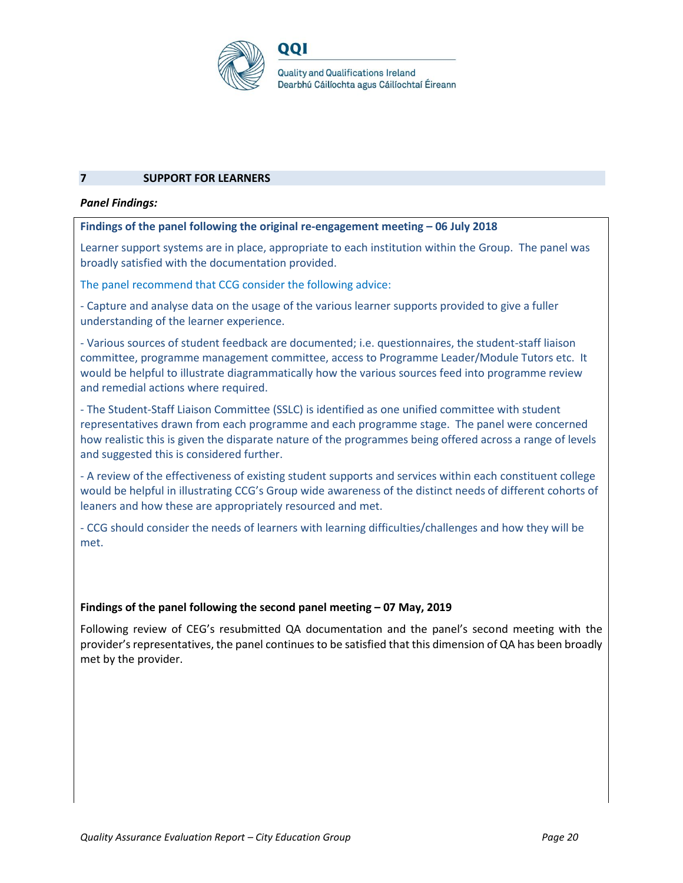## 7 SUPPORT FOR LEARNERS

***Panel Findings:***

**Findings of the panel following the original re-engagement meeting – 06 July 2018**

Learner support systems are in place, appropriate to each institution within the Group. The panel was broadly satisfied with the documentation provided.

The panel recommend that CCG consider the following advice:

- Capture and analyse data on the usage of the various learner supports provided to give a fuller understanding of the learner experience.
- Various sources of student feedback are documented; i.e. questionnaires, the student-staff liaison committee, programme management committee, access to Programme Leader/Module Tutors etc. It would be helpful to illustrate diagrammatically how the various sources feed into programme review and remedial actions where required.
- The Student-Staff Liaison Committee (SSLC) is identified as one unified committee with student representatives drawn from each programme and each programme stage. The panel were concerned how realistic this is given the disparate nature of the programmes being offered across a range of levels and suggested this is considered further.
- A review of the effectiveness of existing student supports and services within each constituent college would be helpful in illustrating CCG's Group wide awareness of the distinct needs of different cohorts of leaners and how these are appropriately resourced and met.
- CCG should consider the needs of learners with learning difficulties/challenges and how they will be met.

**Findings of the panel following the second panel meeting – 07 May, 2019**

Following review of CEG's resubmitted QA documentation and the panel's second meeting with the provider's representatives, the panel continues to be satisfied that this dimension of QA has been broadly met by the provider.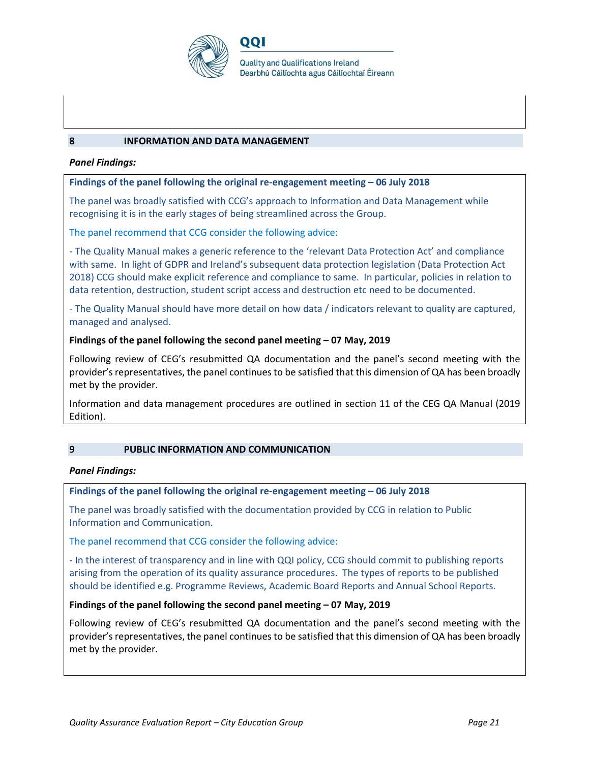## 8 INFORMATION AND DATA MANAGEMENT

***Panel Findings:***

**Findings of the panel following the original re-engagement meeting – 06 July 2018**

The panel was broadly satisfied with CCG's approach to Information and Data Management while recognising it is in the early stages of being streamlined across the Group.

The panel recommend that CCG consider the following advice:

- The Quality Manual makes a generic reference to the 'relevant Data Protection Act' and compliance with same. In light of GDPR and Ireland's subsequent data protection legislation (Data Protection Act 2018) CCG should make explicit reference and compliance to same. In particular, policies in relation to data retention, destruction, student script access and destruction etc need to be documented.

- The Quality Manual should have more detail on how data / indicators relevant to quality are captured, managed and analysed.

**Findings of the panel following the second panel meeting – 07 May, 2019**

Following review of CEG's resubmitted QA documentation and the panel's second meeting with the provider's representatives, the panel continues to be satisfied that this dimension of QA has been broadly met by the provider.

Information and data management procedures are outlined in section 11 of the CEG QA Manual (2019 Edition).

## 9 PUBLIC INFORMATION AND COMMUNICATION

***Panel Findings:***

**Findings of the panel following the original re-engagement meeting – 06 July 2018**

The panel was broadly satisfied with the documentation provided by CCG in relation to Public Information and Communication.

The panel recommend that CCG consider the following advice:

- In the interest of transparency and in line with QQI policy, CCG should commit to publishing reports arising from the operation of its quality assurance procedures. The types of reports to be published should be identified e.g. Programme Reviews, Academic Board Reports and Annual School Reports.

**Findings of the panel following the second panel meeting – 07 May, 2019**

Following review of CEG's resubmitted QA documentation and the panel's second meeting with the provider's representatives, the panel continues to be satisfied that this dimension of QA has been broadly met by the provider.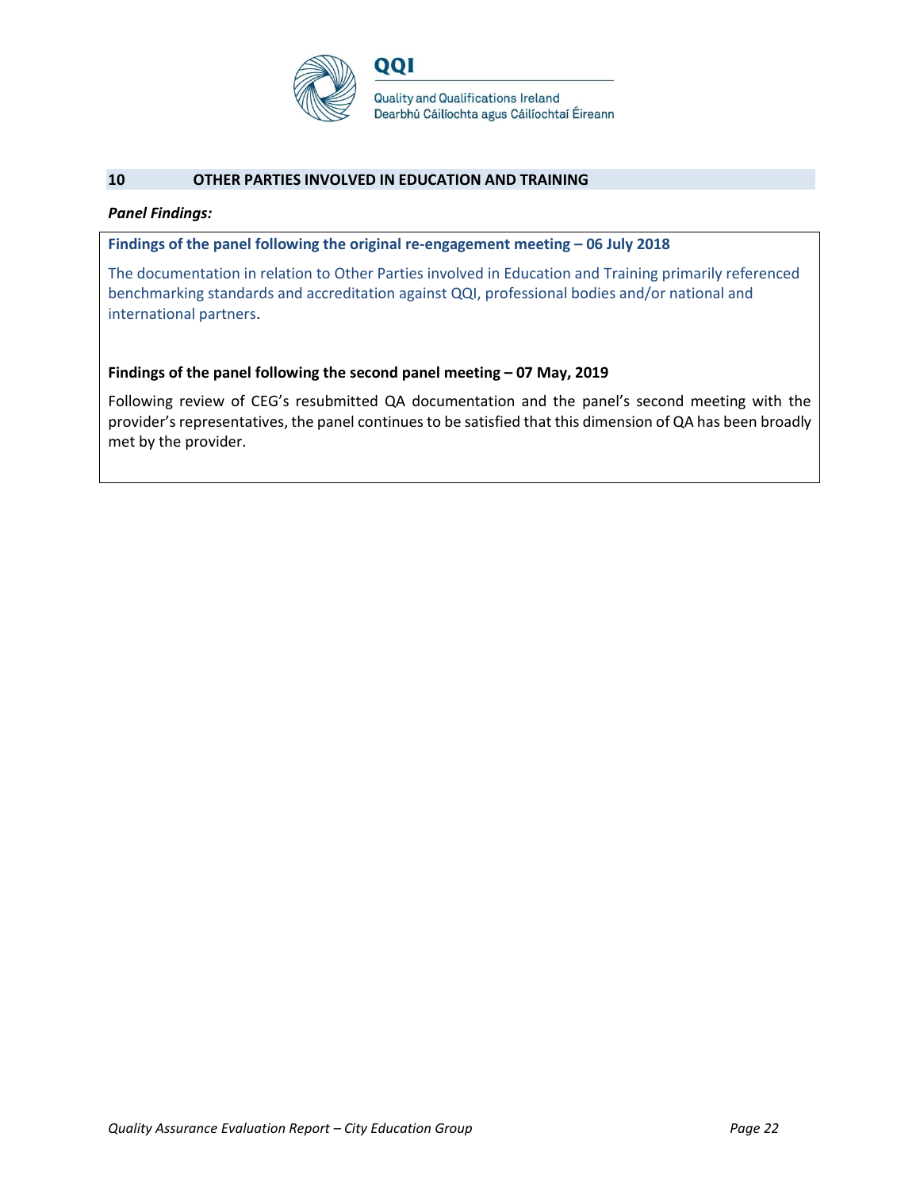## 10 OTHER PARTIES INVOLVED IN EDUCATION AND TRAINING

***Panel Findings:***

**Findings of the panel following the original re-engagement meeting – 06 July 2018**

The documentation in relation to Other Parties involved in Education and Training primarily referenced benchmarking standards and accreditation against QQI, professional bodies and/or national and international partners.

**Findings of the panel following the second panel meeting – 07 May, 2019**

Following review of CEG's resubmitted QA documentation and the panel's second meeting with the provider's representatives, the panel continues to be satisfied that this dimension of QA has been broadly met by the provider.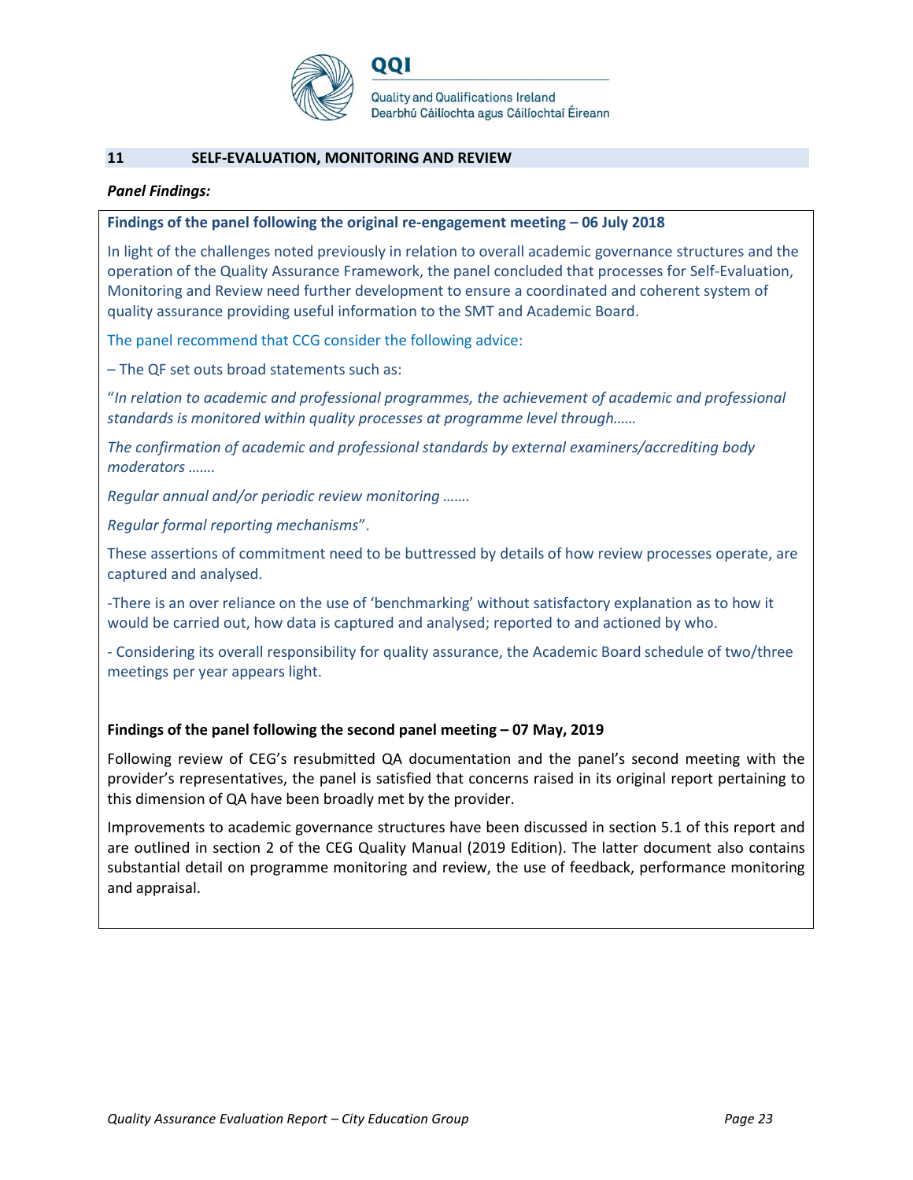## 11 SELF-EVALUATION, MONITORING AND REVIEW

***Panel Findings:***

**Findings of the panel following the original re-engagement meeting – 06 July 2018**

In light of the challenges noted previously in relation to overall academic governance structures and the operation of the Quality Assurance Framework, the panel concluded that processes for Self-Evaluation, Monitoring and Review need further development to ensure a coordinated and coherent system of quality assurance providing useful information to the SMT and Academic Board.

The panel recommend that CCG consider the following advice:

– The QF set outs broad statements such as:

"*In relation to academic and professional programmes, the achievement of academic and professional standards is monitored within quality processes at programme level through……*

*The confirmation of academic and professional standards by external examiners/accrediting body moderators …….*

*Regular annual and/or periodic review monitoring …….*

*Regular formal reporting mechanisms*".

These assertions of commitment need to be buttressed by details of how review processes operate, are captured and analysed.

-There is an over reliance on the use of 'benchmarking' without satisfactory explanation as to how it would be carried out, how data is captured and analysed; reported to and actioned by who.

- Considering its overall responsibility for quality assurance, the Academic Board schedule of two/three meetings per year appears light.

**Findings of the panel following the second panel meeting – 07 May, 2019**

Following review of CEG's resubmitted QA documentation and the panel's second meeting with the provider's representatives, the panel is satisfied that concerns raised in its original report pertaining to this dimension of QA have been broadly met by the provider.

Improvements to academic governance structures have been discussed in section 5.1 of this report and are outlined in section 2 of the CEG Quality Manual (2019 Edition). The latter document also contains substantial detail on programme monitoring and review, the use of feedback, performance monitoring and appraisal.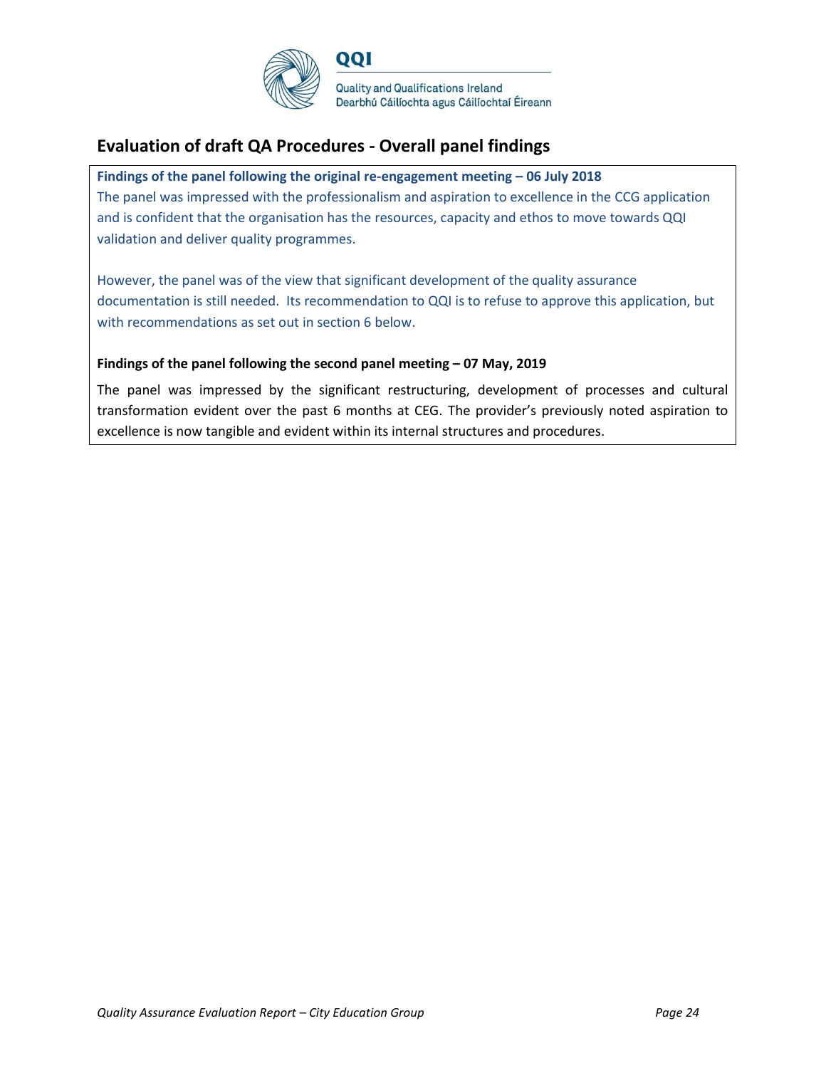## Evaluation of draft QA Procedures - Overall panel findings

**Findings of the panel following the original re-engagement meeting – 06 July 2018**

The panel was impressed with the professionalism and aspiration to excellence in the CCG application and is confident that the organisation has the resources, capacity and ethos to move towards QQI validation and deliver quality programmes.

However, the panel was of the view that significant development of the quality assurance documentation is still needed. Its recommendation to QQI is to refuse to approve this application, but with recommendations as set out in section 6 below.

**Findings of the panel following the second panel meeting – 07 May, 2019**

The panel was impressed by the significant restructuring, development of processes and cultural transformation evident over the past 6 months at CEG. The provider's previously noted aspiration to excellence is now tangible and evident within its internal structures and procedures.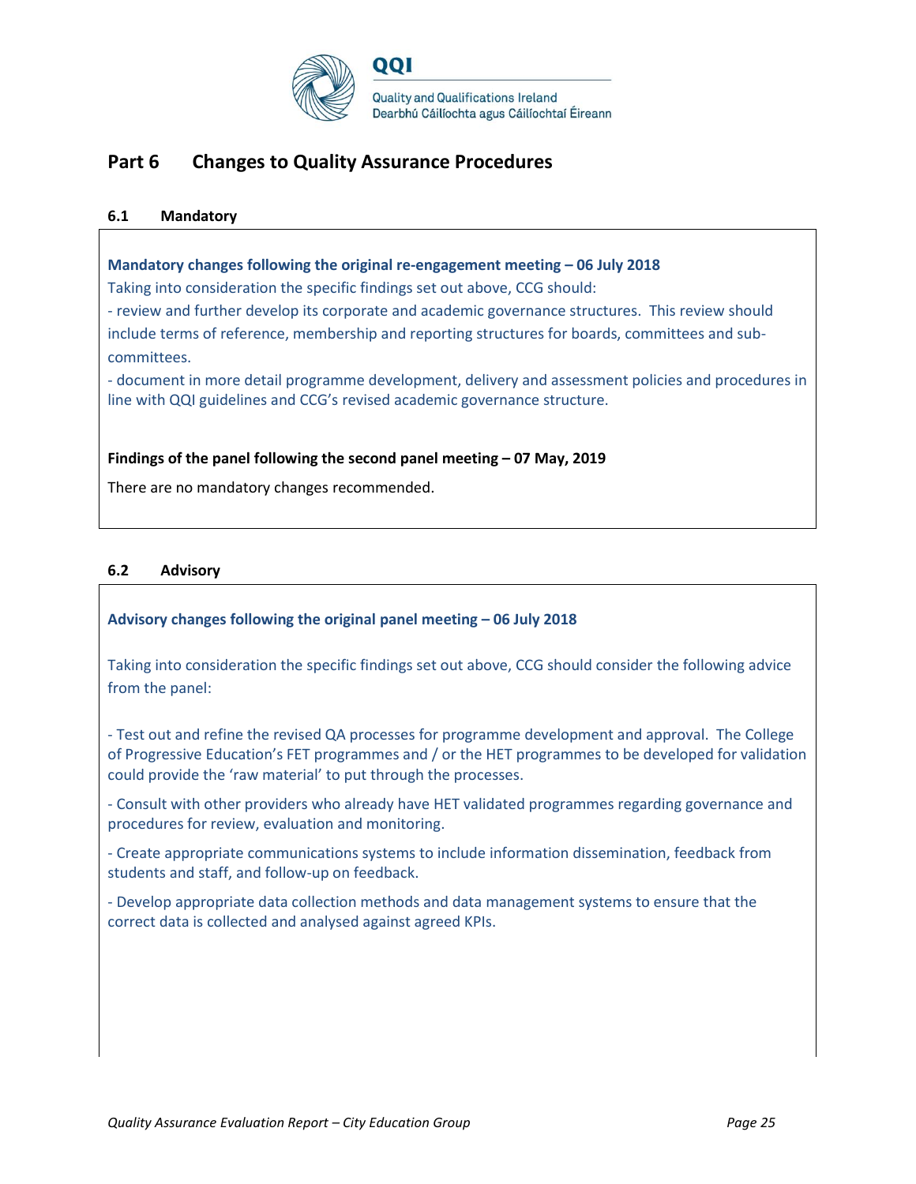## Part 6 Changes to Quality Assurance Procedures

### 6.1 Mandatory

**Mandatory changes following the original re-engagement meeting – 06 July 2018**

Taking into consideration the specific findings set out above, CCG should:

- review and further develop its corporate and academic governance structures. This review should include terms of reference, membership and reporting structures for boards, committees and sub-committees.
- document in more detail programme development, delivery and assessment policies and procedures in line with QQI guidelines and CCG's revised academic governance structure.

**Findings of the panel following the second panel meeting – 07 May, 2019**

There are no mandatory changes recommended.

### 6.2 Advisory

**Advisory changes following the original panel meeting – 06 July 2018**

Taking into consideration the specific findings set out above, CCG should consider the following advice from the panel:

- Test out and refine the revised QA processes for programme development and approval. The College of Progressive Education's FET programmes and / or the HET programmes to be developed for validation could provide the 'raw material' to put through the processes.
- Consult with other providers who already have HET validated programmes regarding governance and procedures for review, evaluation and monitoring.
- Create appropriate communications systems to include information dissemination, feedback from students and staff, and follow-up on feedback.
- Develop appropriate data collection methods and data management systems to ensure that the correct data is collected and analysed against agreed KPIs.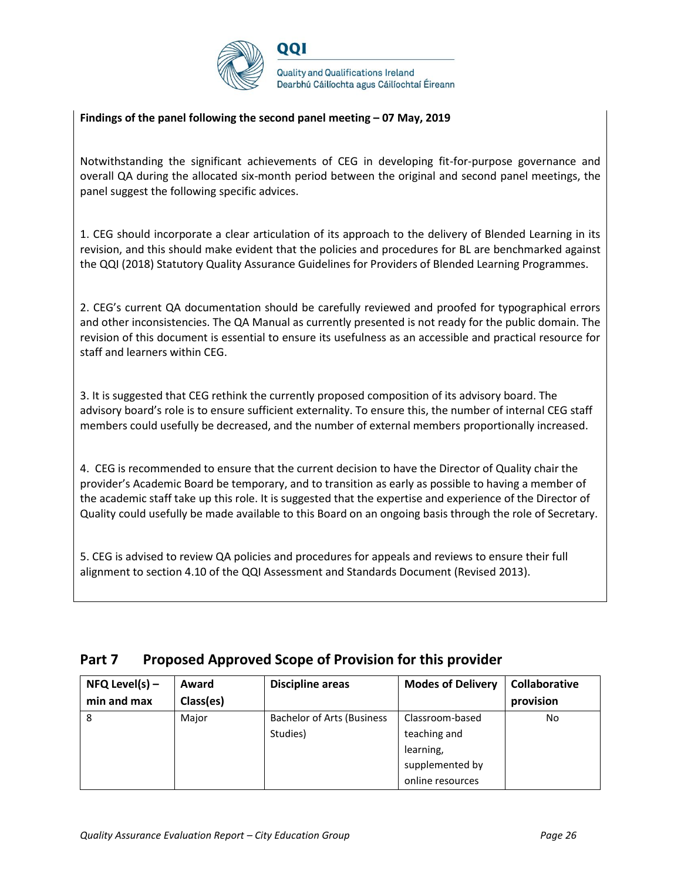**Findings of the panel following the second panel meeting – 07 May, 2019**

Notwithstanding the significant achievements of CEG in developing fit-for-purpose governance and overall QA during the allocated six-month period between the original and second panel meetings, the panel suggest the following specific advices.

1. CEG should incorporate a clear articulation of its approach to the delivery of Blended Learning in its revision, and this should make evident that the policies and procedures for BL are benchmarked against the QQI (2018) Statutory Quality Assurance Guidelines for Providers of Blended Learning Programmes.

2. CEG's current QA documentation should be carefully reviewed and proofed for typographical errors and other inconsistencies. The QA Manual as currently presented is not ready for the public domain. The revision of this document is essential to ensure its usefulness as an accessible and practical resource for staff and learners within CEG.

3. It is suggested that CEG rethink the currently proposed composition of its advisory board. The advisory board's role is to ensure sufficient externality. To ensure this, the number of internal CEG staff members could usefully be decreased, and the number of external members proportionally increased.

4. CEG is recommended to ensure that the current decision to have the Director of Quality chair the provider's Academic Board be temporary, and to transition as early as possible to having a member of the academic staff take up this role. It is suggested that the expertise and experience of the Director of Quality could usefully be made available to this Board on an ongoing basis through the role of Secretary.

5. CEG is advised to review QA policies and procedures for appeals and reviews to ensure their full alignment to section 4.10 of the QQI Assessment and Standards Document (Revised 2013).

## Part 7 Proposed Approved Scope of Provision for this provider

| NFQ Level(s) – min and max | Award Class(es) | Discipline areas | Modes of Delivery | Collaborative provision |
|---|---|---|---|---|
| 8 | Major | Bachelor of Arts (Business Studies) | Classroom-based teaching and learning, supplemented by online resources | No |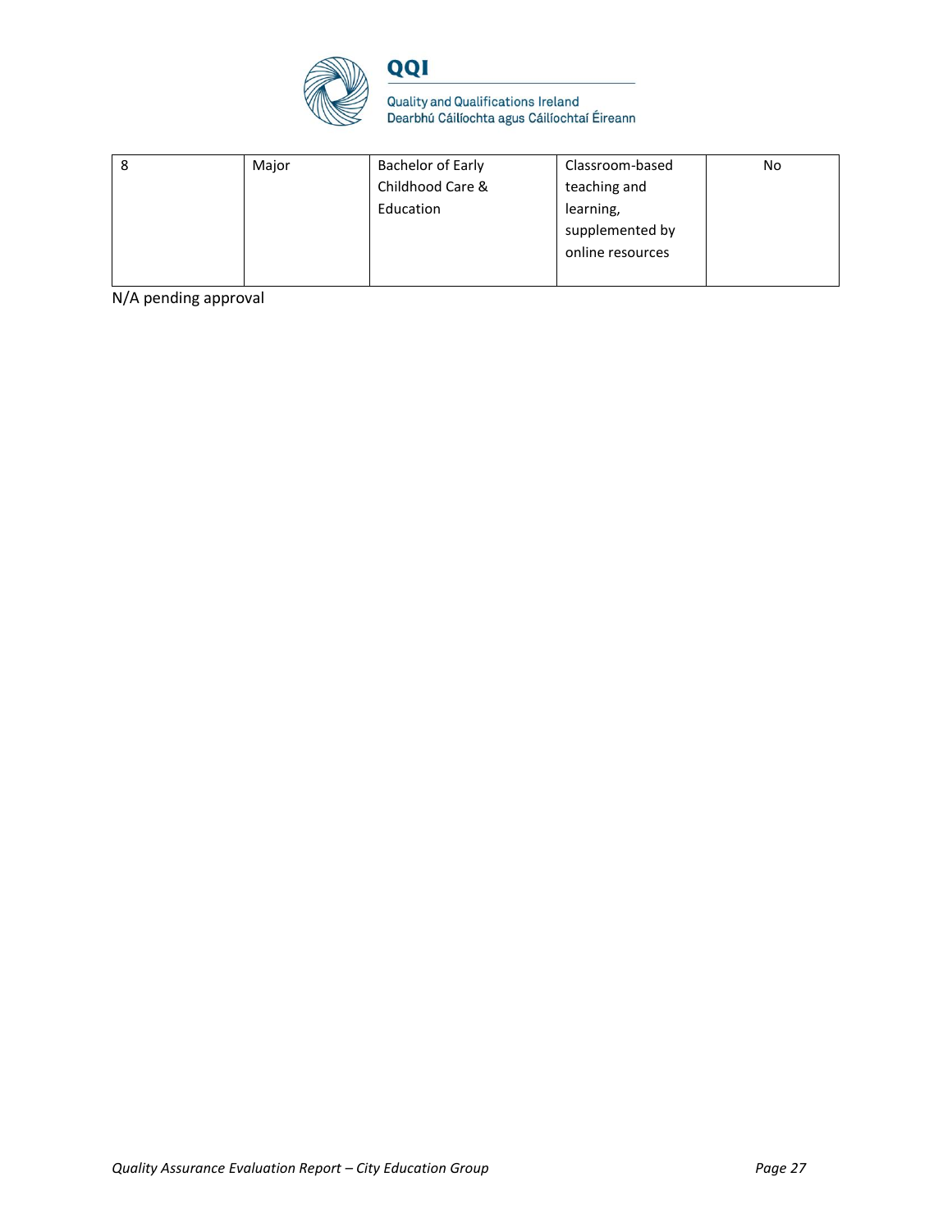| | | | | |
|---|---|---|---|---|
| 8 | Major | Bachelor of Early Childhood Care & Education | Classroom-based teaching and learning, supplemented by online resources | No |

N/A pending approval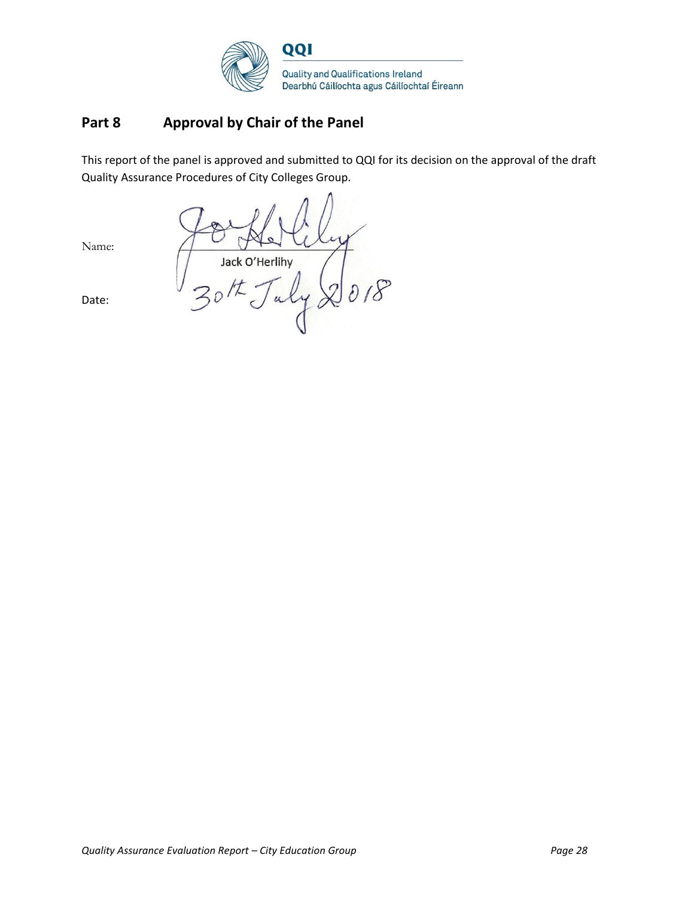## Part 8 Approval by Chair of the Panel

This report of the panel is approved and submitted to QQI for its decision on the approval of the draft Quality Assurance Procedures of City Colleges Group.

Name: Jack O'Herlihy

Date: 30th July 2018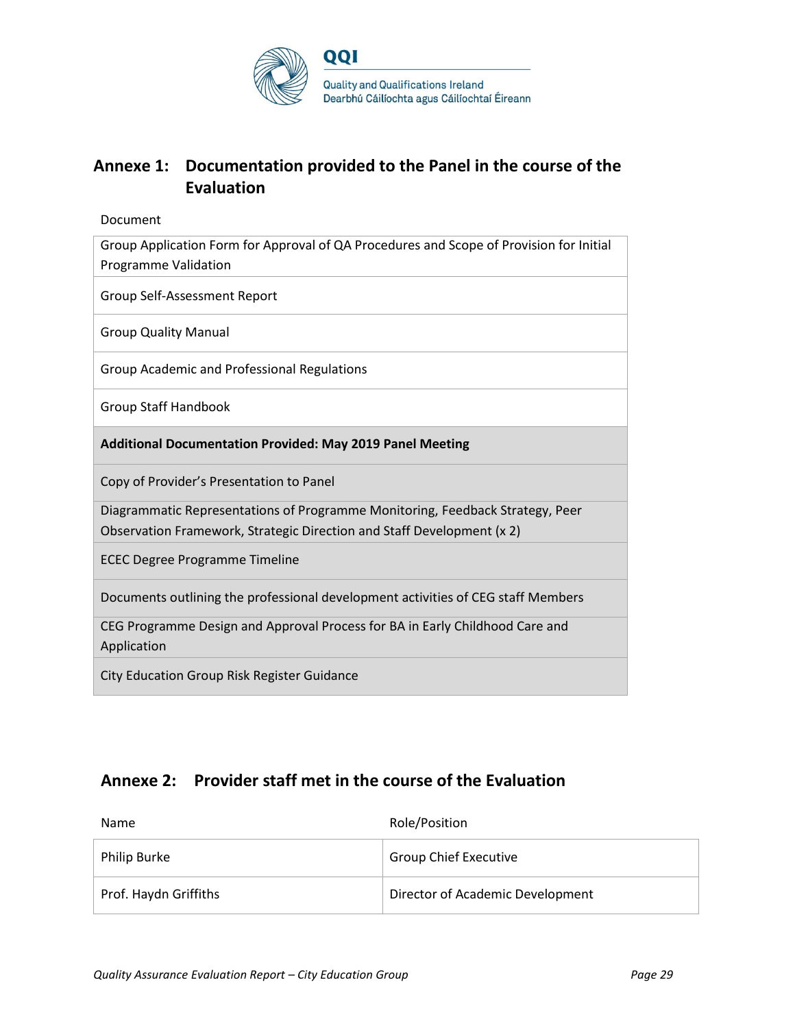## Annexe 1: Documentation provided to the Panel in the course of the Evaluation

| Document |
|---|
| Group Application Form for Approval of QA Procedures and Scope of Provision for Initial Programme Validation |
| Group Self-Assessment Report |
| Group Quality Manual |
| Group Academic and Professional Regulations |
| Group Staff Handbook |
| **Additional Documentation Provided: May 2019 Panel Meeting** |
| Copy of Provider's Presentation to Panel |
| Diagrammatic Representations of Programme Monitoring, Feedback Strategy, Peer Observation Framework, Strategic Direction and Staff Development (x 2) |
| ECEC Degree Programme Timeline |
| Documents outlining the professional development activities of CEG staff Members |
| CEG Programme Design and Approval Process for BA in Early Childhood Care and Application |
| City Education Group Risk Register Guidance |

## Annexe 2: Provider staff met in the course of the Evaluation

| Name | Role/Position |
|---|---|
| Philip Burke | Group Chief Executive |
| Prof. Haydn Griffiths | Director of Academic Development |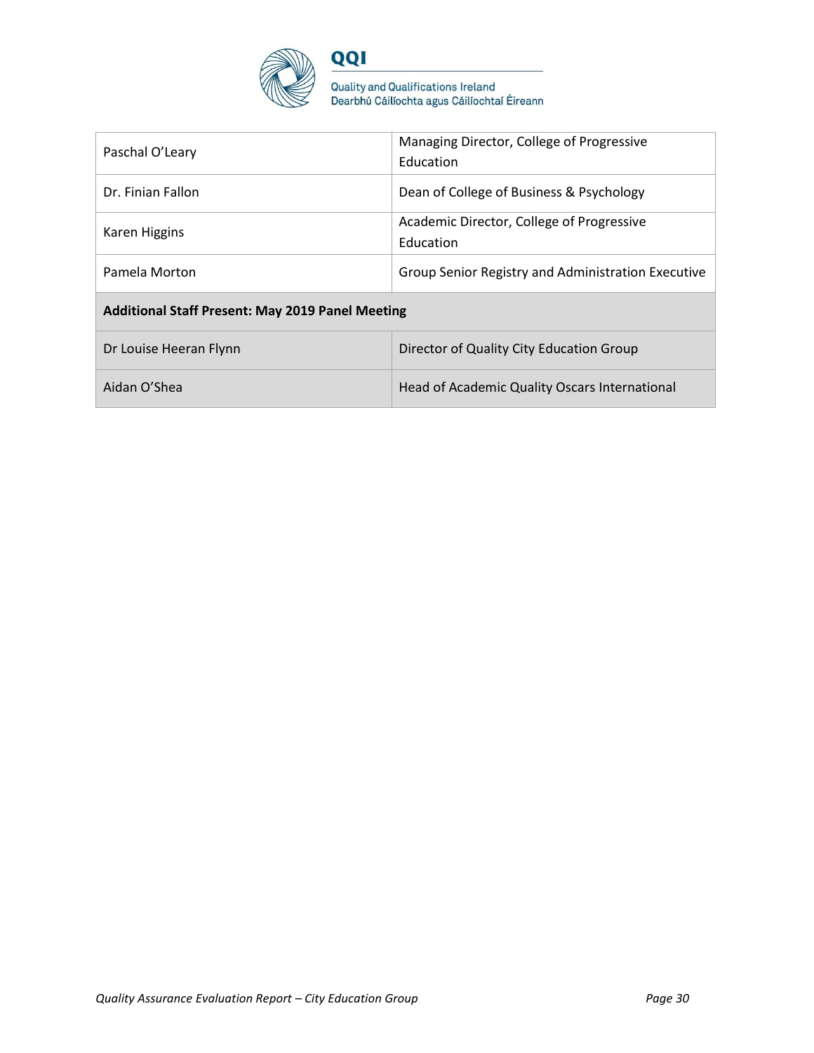| | |
|---|---|
| Paschal O'Leary | Managing Director, College of Progressive Education |
| Dr. Finian Fallon | Dean of College of Business & Psychology |
| Karen Higgins | Academic Director, College of Progressive Education |
| Pamela Morton | Group Senior Registry and Administration Executive |
| **Additional Staff Present: May 2019 Panel Meeting** | |
| Dr Louise Heeran Flynn | Director of Quality City Education Group |
| Aidan O'Shea | Head of Academic Quality Oscars International |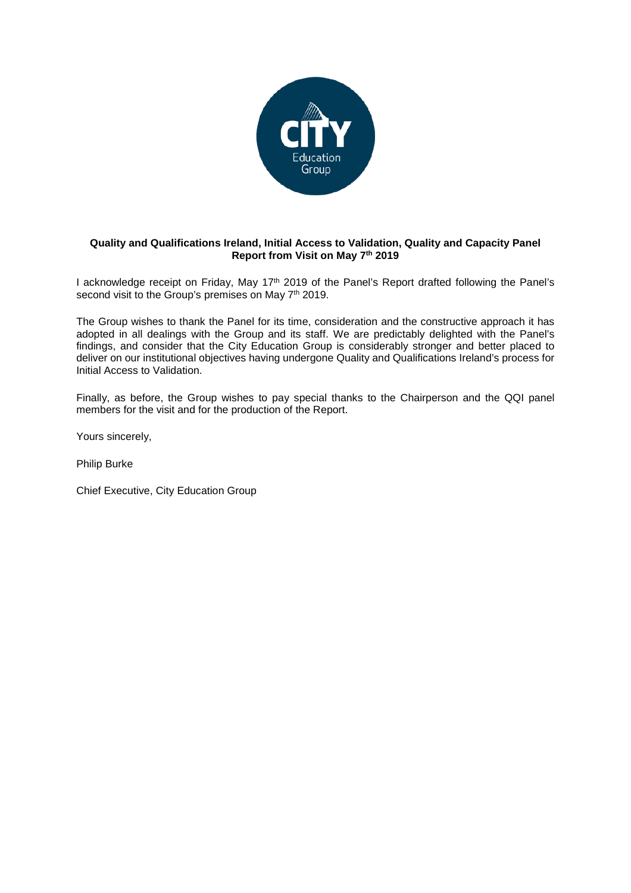**Quality and Qualifications Ireland, Initial Access to Validation, Quality and Capacity Panel Report from Visit on May 7th 2019**

I acknowledge receipt on Friday, May 17th 2019 of the Panel's Report drafted following the Panel's second visit to the Group's premises on May 7th 2019.

The Group wishes to thank the Panel for its time, consideration and the constructive approach it has adopted in all dealings with the Group and its staff. We are predictably delighted with the Panel's findings, and consider that the City Education Group is considerably stronger and better placed to deliver on our institutional objectives having undergone Quality and Qualifications Ireland's process for Initial Access to Validation.

Finally, as before, the Group wishes to pay special thanks to the Chairperson and the QQI panel members for the visit and for the production of the Report.

Yours sincerely,

Philip Burke

Chief Executive, City Education Group